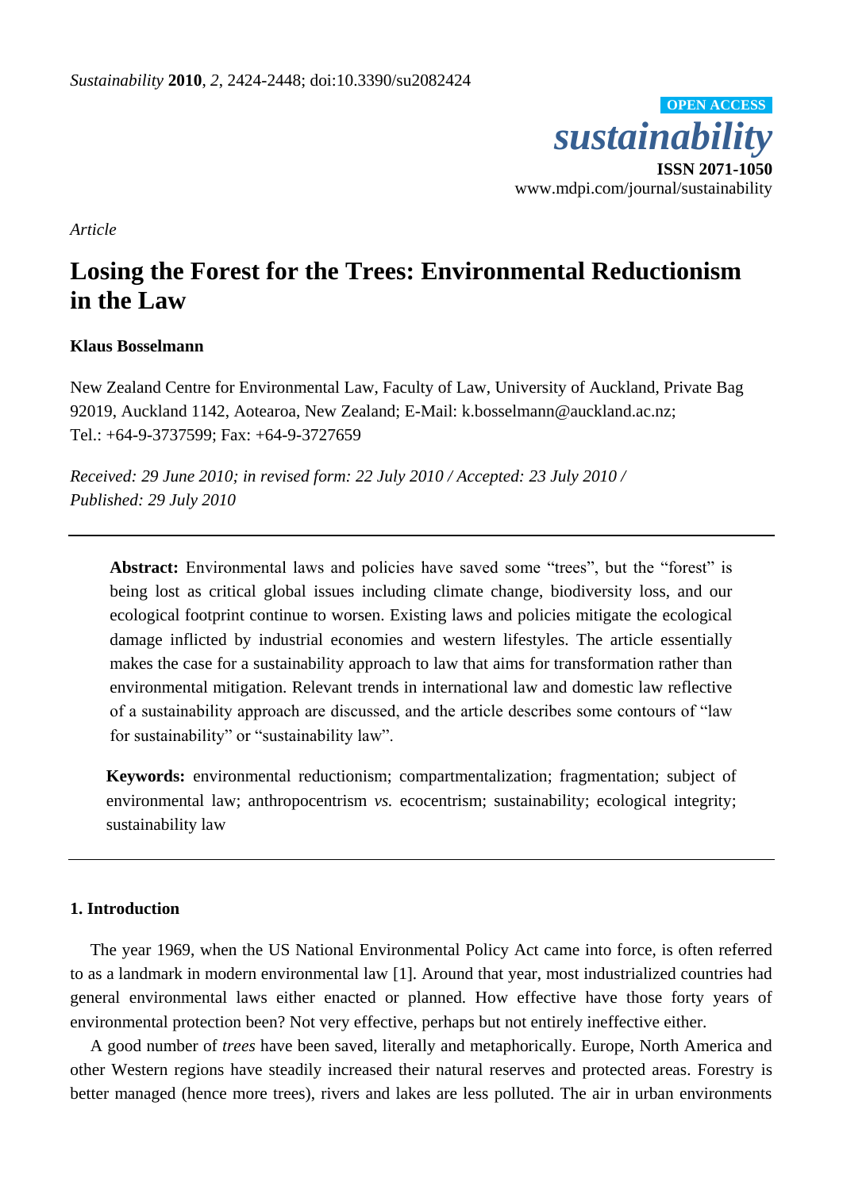*Article*

# Losing the Forest for the Trees: Environmental Reductionism in the Law

**Klaus Bosselmann**

New Zealand Centre for Environmental Law, Faculty of Law, University of Auckland, Private Bag 92019, Auckland 1142, Aotearoa, New Zealand; E-Mail: k.bosselmann@auckland.ac.nz; Tel.: +64-9-3737599; Fax: +64-9-3727659

*Received: 29 June 2010; in revised form: 22 July 2010 / Accepted: 23 July 2010 / Published: 29 July 2010*

**Abstract:** Environmental laws and policies have saved some "trees", but the "forest" is being lost as critical global issues including climate change, biodiversity loss, and our ecological footprint continue to worsen. Existing laws and policies mitigate the ecological damage inflicted by industrial economies and western lifestyles. The article essentially makes the case for a sustainability approach to law that aims for transformation rather than environmental mitigation. Relevant trends in international law and domestic law reflective of a sustainability approach are discussed, and the article describes some contours of "law for sustainability" or "sustainability law".

**Keywords:** environmental reductionism; compartmentalization; fragmentation; subject of environmental law; anthropocentrism *vs.* ecocentrism; sustainability; ecological integrity; sustainability law

## 1. Introduction

The year 1969, when the US National Environmental Policy Act came into force, is often referred to as a landmark in modern environmental law [1]. Around that year, most industrialized countries had general environmental laws either enacted or planned. How effective have those forty years of environmental protection been? Not very effective, perhaps but not entirely ineffective either.

A good number of *trees* have been saved, literally and metaphorically. Europe, North America and other Western regions have steadily increased their natural reserves and protected areas. Forestry is better managed (hence more trees), rivers and lakes are less polluted. The air in urban environments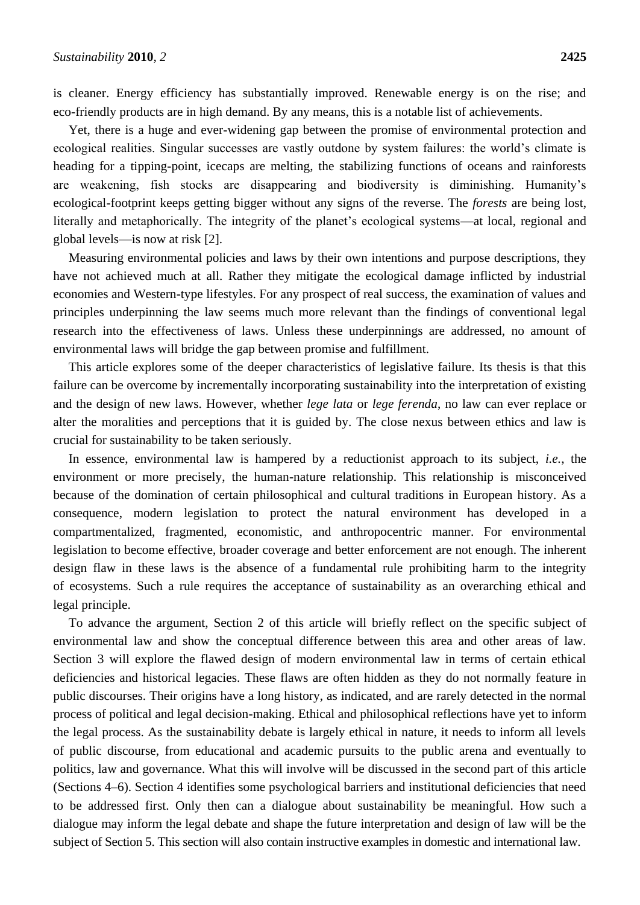is cleaner. Energy efficiency has substantially improved. Renewable energy is on the rise; and eco-friendly products are in high demand. By any means, this is a notable list of achievements.

Yet, there is a huge and ever-widening gap between the promise of environmental protection and ecological realities. Singular successes are vastly outdone by system failures: the world's climate is heading for a tipping-point, icecaps are melting, the stabilizing functions of oceans and rainforests are weakening, fish stocks are disappearing and biodiversity is diminishing. Humanity's ecological-footprint keeps getting bigger without any signs of the reverse. The *forests* are being lost, literally and metaphorically. The integrity of the planet's ecological systems—at local, regional and global levels—is now at risk [2].

Measuring environmental policies and laws by their own intentions and purpose descriptions, they have not achieved much at all. Rather they mitigate the ecological damage inflicted by industrial economies and Western-type lifestyles. For any prospect of real success, the examination of values and principles underpinning the law seems much more relevant than the findings of conventional legal research into the effectiveness of laws. Unless these underpinnings are addressed, no amount of environmental laws will bridge the gap between promise and fulfillment.

This article explores some of the deeper characteristics of legislative failure. Its thesis is that this failure can be overcome by incrementally incorporating sustainability into the interpretation of existing and the design of new laws. However, whether *lege lata* or *lege ferenda*, no law can ever replace or alter the moralities and perceptions that it is guided by. The close nexus between ethics and law is crucial for sustainability to be taken seriously.

In essence, environmental law is hampered by a reductionist approach to its subject, *i.e.*, the environment or more precisely, the human-nature relationship. This relationship is misconceived because of the domination of certain philosophical and cultural traditions in European history. As a consequence, modern legislation to protect the natural environment has developed in a compartmentalized, fragmented, economistic, and anthropocentric manner. For environmental legislation to become effective, broader coverage and better enforcement are not enough. The inherent design flaw in these laws is the absence of a fundamental rule prohibiting harm to the integrity of ecosystems. Such a rule requires the acceptance of sustainability as an overarching ethical and legal principle.

To advance the argument, Section 2 of this article will briefly reflect on the specific subject of environmental law and show the conceptual difference between this area and other areas of law. Section 3 will explore the flawed design of modern environmental law in terms of certain ethical deficiencies and historical legacies. These flaws are often hidden as they do not normally feature in public discourses. Their origins have a long history, as indicated, and are rarely detected in the normal process of political and legal decision-making. Ethical and philosophical reflections have yet to inform the legal process. As the sustainability debate is largely ethical in nature, it needs to inform all levels of public discourse, from educational and academic pursuits to the public arena and eventually to politics, law and governance. What this will involve will be discussed in the second part of this article (Sections 4–6). Section 4 identifies some psychological barriers and institutional deficiencies that need to be addressed first. Only then can a dialogue about sustainability be meaningful. How such a dialogue may inform the legal debate and shape the future interpretation and design of law will be the subject of Section 5. This section will also contain instructive examples in domestic and international law.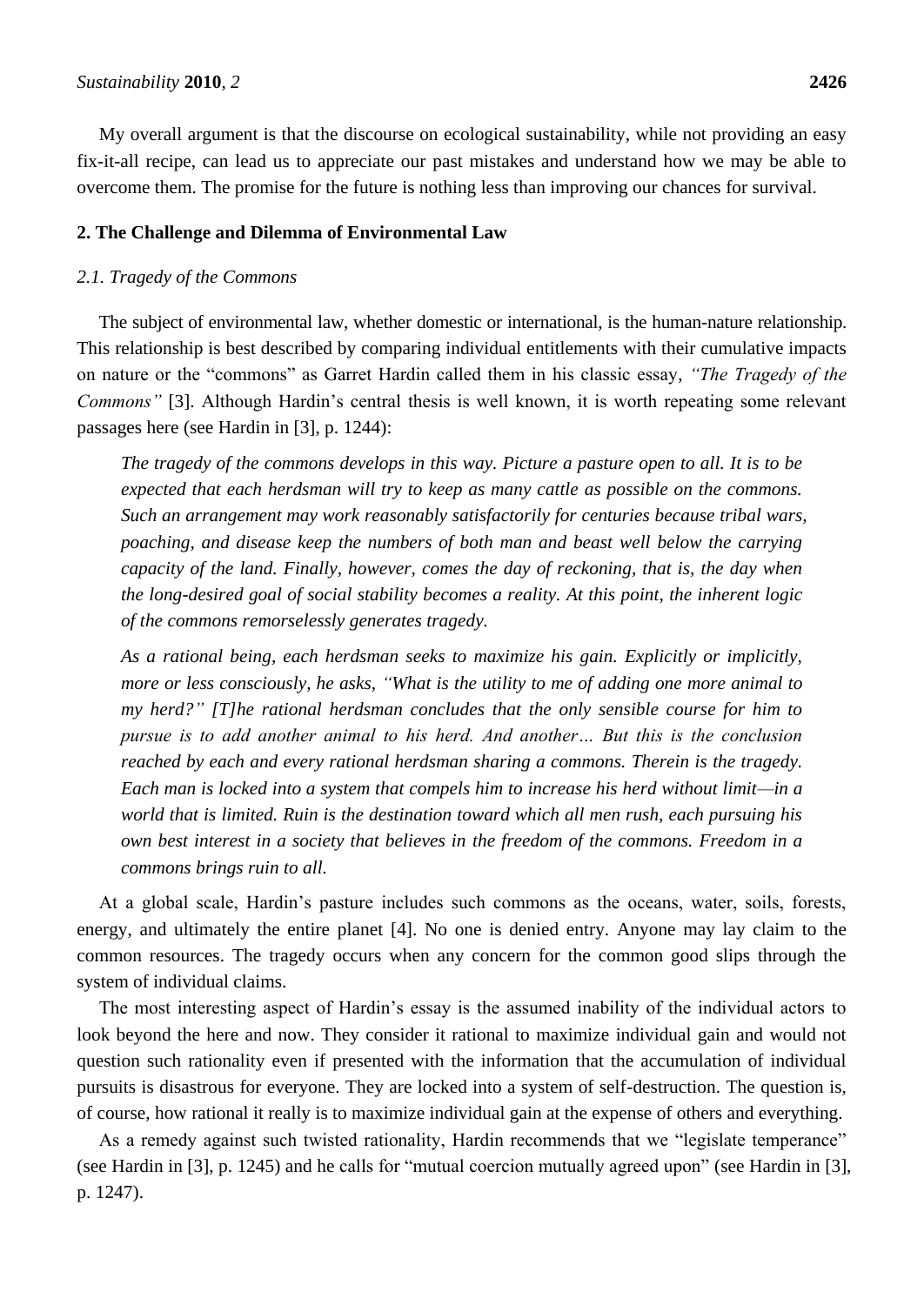My overall argument is that the discourse on ecological sustainability, while not providing an easy fix-it-all recipe, can lead us to appreciate our past mistakes and understand how we may be able to overcome them. The promise for the future is nothing less than improving our chances for survival.

## 2. The Challenge and Dilemma of Environmental Law

### *2.1. Tragedy of the Commons*

The subject of environmental law, whether domestic or international, is the human-nature relationship. This relationship is best described by comparing individual entitlements with their cumulative impacts on nature or the "commons" as Garret Hardin called them in his classic essay, *"The Tragedy of the Commons"* [3]. Although Hardin's central thesis is well known, it is worth repeating some relevant passages here (see Hardin in [3], p. 1244):

> *The tragedy of the commons develops in this way. Picture a pasture open to all. It is to be expected that each herdsman will try to keep as many cattle as possible on the commons. Such an arrangement may work reasonably satisfactorily for centuries because tribal wars, poaching, and disease keep the numbers of both man and beast well below the carrying capacity of the land. Finally, however, comes the day of reckoning, that is, the day when the long-desired goal of social stability becomes a reality. At this point, the inherent logic of the commons remorselessly generates tragedy.*
>
> *As a rational being, each herdsman seeks to maximize his gain. Explicitly or implicitly, more or less consciously, he asks, "What is the utility to me of adding one more animal to my herd?" [T]he rational herdsman concludes that the only sensible course for him to pursue is to add another animal to his herd. And another… But this is the conclusion reached by each and every rational herdsman sharing a commons. Therein is the tragedy. Each man is locked into a system that compels him to increase his herd without limit—in a world that is limited. Ruin is the destination toward which all men rush, each pursuing his own best interest in a society that believes in the freedom of the commons. Freedom in a commons brings ruin to all.*

At a global scale, Hardin's pasture includes such commons as the oceans, water, soils, forests, energy, and ultimately the entire planet [4]. No one is denied entry. Anyone may lay claim to the common resources. The tragedy occurs when any concern for the common good slips through the system of individual claims.

The most interesting aspect of Hardin's essay is the assumed inability of the individual actors to look beyond the here and now. They consider it rational to maximize individual gain and would not question such rationality even if presented with the information that the accumulation of individual pursuits is disastrous for everyone. They are locked into a system of self-destruction. The question is, of course, how rational it really is to maximize individual gain at the expense of others and everything.

As a remedy against such twisted rationality, Hardin recommends that we "legislate temperance" (see Hardin in [3], p. 1245) and he calls for "mutual coercion mutually agreed upon" (see Hardin in [3], p. 1247).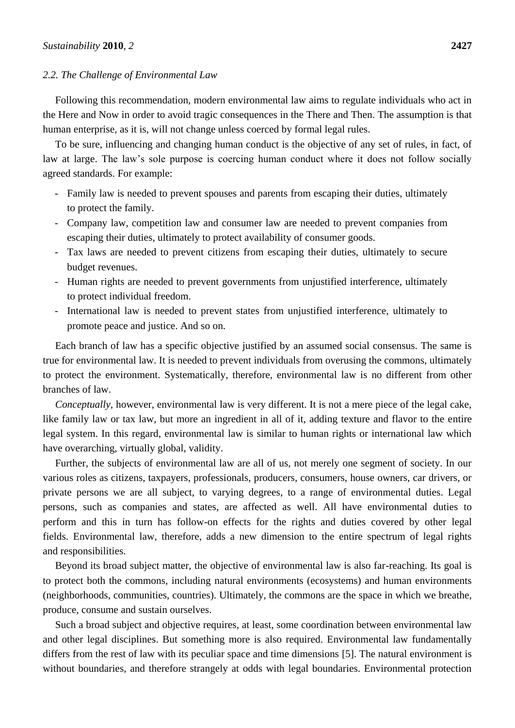### 2.2. The Challenge of Environmental Law

Following this recommendation, modern environmental law aims to regulate individuals who act in the Here and Now in order to avoid tragic consequences in the There and Then. The assumption is that human enterprise, as it is, will not change unless coerced by formal legal rules.

To be sure, influencing and changing human conduct is the objective of any set of rules, in fact, of law at large. The law's sole purpose is coercing human conduct where it does not follow socially agreed standards. For example:

- Family law is needed to prevent spouses and parents from escaping their duties, ultimately to protect the family.
- Company law, competition law and consumer law are needed to prevent companies from escaping their duties, ultimately to protect availability of consumer goods.
- Tax laws are needed to prevent citizens from escaping their duties, ultimately to secure budget revenues.
- Human rights are needed to prevent governments from unjustified interference, ultimately to protect individual freedom.
- International law is needed to prevent states from unjustified interference, ultimately to promote peace and justice. And so on.

Each branch of law has a specific objective justified by an assumed social consensus. The same is true for environmental law. It is needed to prevent individuals from overusing the commons, ultimately to protect the environment. Systematically, therefore, environmental law is no different from other branches of law.

*Conceptually*, however, environmental law is very different. It is not a mere piece of the legal cake, like family law or tax law, but more an ingredient in all of it, adding texture and flavor to the entire legal system. In this regard, environmental law is similar to human rights or international law which have overarching, virtually global, validity.

Further, the subjects of environmental law are all of us, not merely one segment of society. In our various roles as citizens, taxpayers, professionals, producers, consumers, house owners, car drivers, or private persons we are all subject, to varying degrees, to a range of environmental duties. Legal persons, such as companies and states, are affected as well. All have environmental duties to perform and this in turn has follow-on effects for the rights and duties covered by other legal fields. Environmental law, therefore, adds a new dimension to the entire spectrum of legal rights and responsibilities.

Beyond its broad subject matter, the objective of environmental law is also far-reaching. Its goal is to protect both the commons, including natural environments (ecosystems) and human environments (neighborhoods, communities, countries). Ultimately, the commons are the space in which we breathe, produce, consume and sustain ourselves.

Such a broad subject and objective requires, at least, some coordination between environmental law and other legal disciplines. But something more is also required. Environmental law fundamentally differs from the rest of law with its peculiar space and time dimensions [5]. The natural environment is without boundaries, and therefore strangely at odds with legal boundaries. Environmental protection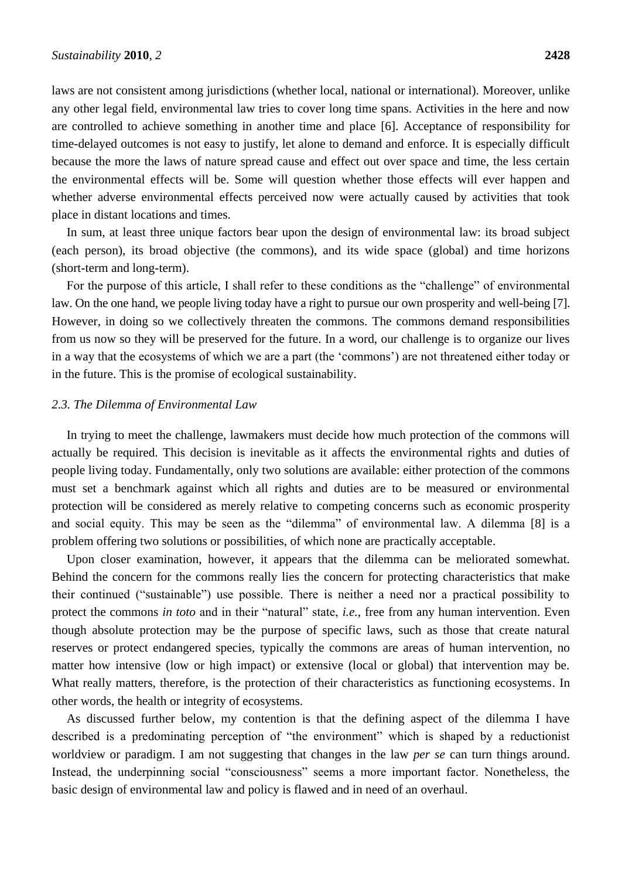laws are not consistent among jurisdictions (whether local, national or international). Moreover, unlike any other legal field, environmental law tries to cover long time spans. Activities in the here and now are controlled to achieve something in another time and place [6]. Acceptance of responsibility for time-delayed outcomes is not easy to justify, let alone to demand and enforce. It is especially difficult because the more the laws of nature spread cause and effect out over space and time, the less certain the environmental effects will be. Some will question whether those effects will ever happen and whether adverse environmental effects perceived now were actually caused by activities that took place in distant locations and times.

In sum, at least three unique factors bear upon the design of environmental law: its broad subject (each person), its broad objective (the commons), and its wide space (global) and time horizons (short-term and long-term).

For the purpose of this article, I shall refer to these conditions as the "challenge" of environmental law. On the one hand, we people living today have a right to pursue our own prosperity and well-being [7]. However, in doing so we collectively threaten the commons. The commons demand responsibilities from us now so they will be preserved for the future. In a word, our challenge is to organize our lives in a way that the ecosystems of which we are a part (the 'commons') are not threatened either today or in the future. This is the promise of ecological sustainability.

### *2.3. The Dilemma of Environmental Law*

In trying to meet the challenge, lawmakers must decide how much protection of the commons will actually be required. This decision is inevitable as it affects the environmental rights and duties of people living today. Fundamentally, only two solutions are available: either protection of the commons must set a benchmark against which all rights and duties are to be measured or environmental protection will be considered as merely relative to competing concerns such as economic prosperity and social equity. This may be seen as the "dilemma" of environmental law. A dilemma [8] is a problem offering two solutions or possibilities, of which none are practically acceptable.

Upon closer examination, however, it appears that the dilemma can be meliorated somewhat. Behind the concern for the commons really lies the concern for protecting characteristics that make their continued ("sustainable") use possible. There is neither a need nor a practical possibility to protect the commons *in toto* and in their "natural" state, *i.e.*, free from any human intervention. Even though absolute protection may be the purpose of specific laws, such as those that create natural reserves or protect endangered species, typically the commons are areas of human intervention, no matter how intensive (low or high impact) or extensive (local or global) that intervention may be. What really matters, therefore, is the protection of their characteristics as functioning ecosystems. In other words, the health or integrity of ecosystems.

As discussed further below, my contention is that the defining aspect of the dilemma I have described is a predominating perception of "the environment" which is shaped by a reductionist worldview or paradigm. I am not suggesting that changes in the law *per se* can turn things around. Instead, the underpinning social "consciousness" seems a more important factor. Nonetheless, the basic design of environmental law and policy is flawed and in need of an overhaul.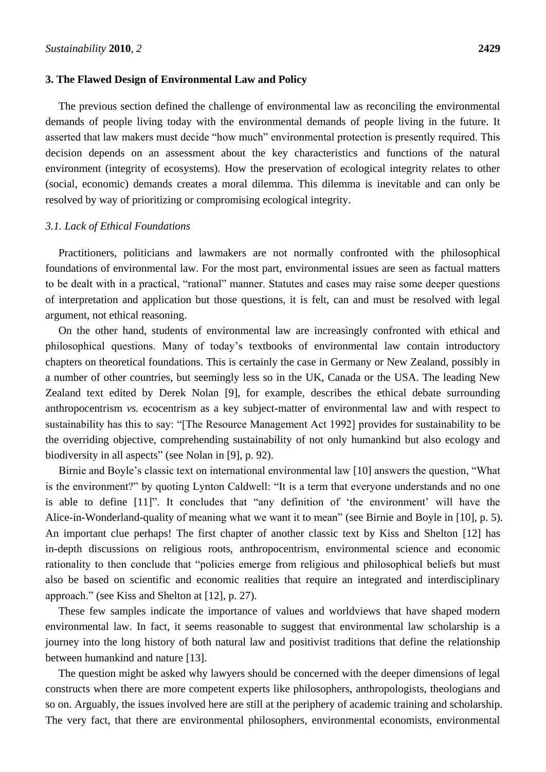## 3. The Flawed Design of Environmental Law and Policy

The previous section defined the challenge of environmental law as reconciling the environmental demands of people living today with the environmental demands of people living in the future. It asserted that law makers must decide "how much" environmental protection is presently required. This decision depends on an assessment about the key characteristics and functions of the natural environment (integrity of ecosystems). How the preservation of ecological integrity relates to other (social, economic) demands creates a moral dilemma. This dilemma is inevitable and can only be resolved by way of prioritizing or compromising ecological integrity.

### *3.1. Lack of Ethical Foundations*

Practitioners, politicians and lawmakers are not normally confronted with the philosophical foundations of environmental law. For the most part, environmental issues are seen as factual matters to be dealt with in a practical, "rational" manner. Statutes and cases may raise some deeper questions of interpretation and application but those questions, it is felt, can and must be resolved with legal argument, not ethical reasoning.

On the other hand, students of environmental law are increasingly confronted with ethical and philosophical questions. Many of today's textbooks of environmental law contain introductory chapters on theoretical foundations. This is certainly the case in Germany or New Zealand, possibly in a number of other countries, but seemingly less so in the UK, Canada or the USA. The leading New Zealand text edited by Derek Nolan [9], for example, describes the ethical debate surrounding anthropocentrism *vs.* ecocentrism as a key subject-matter of environmental law and with respect to sustainability has this to say: "[The Resource Management Act 1992] provides for sustainability to be the overriding objective, comprehending sustainability of not only humankind but also ecology and biodiversity in all aspects" (see Nolan in [9], p. 92).

Birnie and Boyle's classic text on international environmental law [10] answers the question, "What is the environment?" by quoting Lynton Caldwell: "It is a term that everyone understands and no one is able to define [11]". It concludes that "any definition of 'the environment' will have the Alice-in-Wonderland-quality of meaning what we want it to mean" (see Birnie and Boyle in [10], p. 5). An important clue perhaps! The first chapter of another classic text by Kiss and Shelton [12] has in-depth discussions on religious roots, anthropocentrism, environmental science and economic rationality to then conclude that "policies emerge from religious and philosophical beliefs but must also be based on scientific and economic realities that require an integrated and interdisciplinary approach." (see Kiss and Shelton at [12], p. 27).

These few samples indicate the importance of values and worldviews that have shaped modern environmental law. In fact, it seems reasonable to suggest that environmental law scholarship is a journey into the long history of both natural law and positivist traditions that define the relationship between humankind and nature [13].

The question might be asked why lawyers should be concerned with the deeper dimensions of legal constructs when there are more competent experts like philosophers, anthropologists, theologians and so on. Arguably, the issues involved here are still at the periphery of academic training and scholarship. The very fact, that there are environmental philosophers, environmental economists, environmental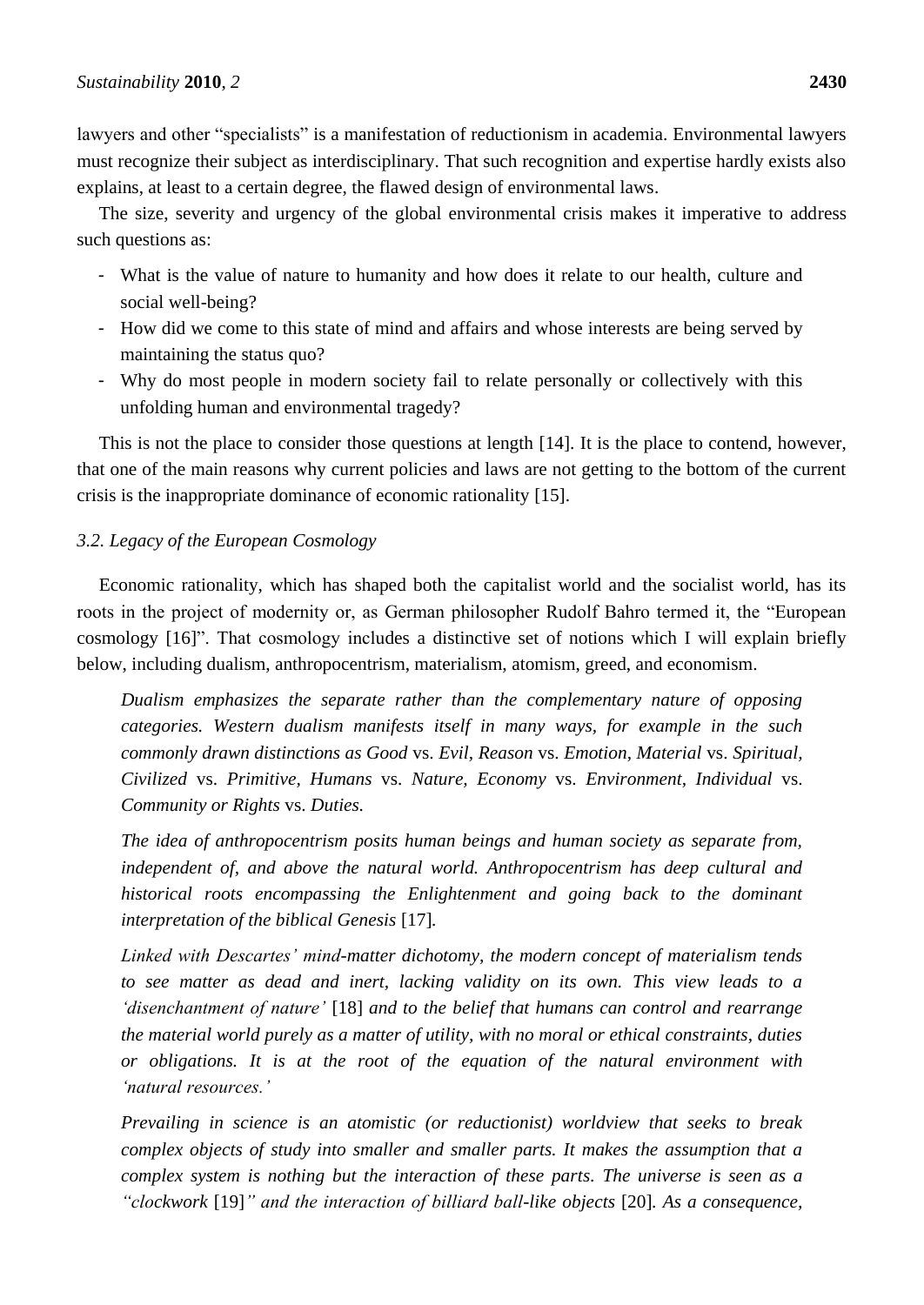lawyers and other "specialists" is a manifestation of reductionism in academia. Environmental lawyers must recognize their subject as interdisciplinary. That such recognition and expertise hardly exists also explains, at least to a certain degree, the flawed design of environmental laws.

The size, severity and urgency of the global environmental crisis makes it imperative to address such questions as:

- What is the value of nature to humanity and how does it relate to our health, culture and social well-being?
- How did we come to this state of mind and affairs and whose interests are being served by maintaining the status quo?
- Why do most people in modern society fail to relate personally or collectively with this unfolding human and environmental tragedy?

This is not the place to consider those questions at length [14]. It is the place to contend, however, that one of the main reasons why current policies and laws are not getting to the bottom of the current crisis is the inappropriate dominance of economic rationality [15].

### *3.2. Legacy of the European Cosmology*

Economic rationality, which has shaped both the capitalist world and the socialist world, has its roots in the project of modernity or, as German philosopher Rudolf Bahro termed it, the "European cosmology [16]". That cosmology includes a distinctive set of notions which I will explain briefly below, including dualism, anthropocentrism, materialism, atomism, greed, and economism.

> *Dualism emphasizes the separate rather than the complementary nature of opposing categories. Western dualism manifests itself in many ways, for example in the such commonly drawn distinctions as Good* vs. *Evil, Reason* vs. *Emotion, Material* vs. *Spiritual, Civilized* vs. *Primitive, Humans* vs. *Nature, Economy* vs. *Environment, Individual* vs. *Community or Rights* vs. *Duties.*
>
> *The idea of anthropocentrism posits human beings and human society as separate from, independent of, and above the natural world. Anthropocentrism has deep cultural and historical roots encompassing the Enlightenment and going back to the dominant interpretation of the biblical Genesis* [17]*.*
>
> *Linked with Descartes' mind-matter dichotomy, the modern concept of materialism tends to see matter as dead and inert, lacking validity on its own. This view leads to a 'disenchantment of nature'* [18] *and to the belief that humans can control and rearrange the material world purely as a matter of utility, with no moral or ethical constraints, duties or obligations. It is at the root of the equation of the natural environment with 'natural resources.'*
>
> *Prevailing in science is an atomistic (or reductionist) worldview that seeks to break complex objects of study into smaller and smaller parts. It makes the assumption that a complex system is nothing but the interaction of these parts. The universe is seen as a "clockwork* [19]*" and the interaction of billiard ball-like objects* [20]*. As a consequence,*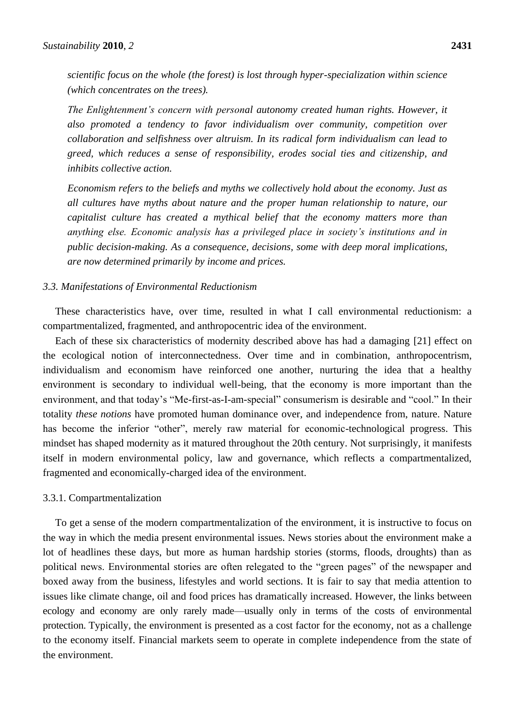*scientific focus on the whole (the forest) is lost through hyper-specialization within science (which concentrates on the trees).*

*The Enlightenment's concern with personal autonomy created human rights. However, it also promoted a tendency to favor individualism over community, competition over collaboration and selfishness over altruism. In its radical form individualism can lead to greed, which reduces a sense of responsibility, erodes social ties and citizenship, and inhibits collective action.*

*Economism refers to the beliefs and myths we collectively hold about the economy. Just as all cultures have myths about nature and the proper human relationship to nature, our capitalist culture has created a mythical belief that the economy matters more than anything else. Economic analysis has a privileged place in society's institutions and in public decision-making. As a consequence, decisions, some with deep moral implications, are now determined primarily by income and prices.*

### *3.3. Manifestations of Environmental Reductionism*

These characteristics have, over time, resulted in what I call environmental reductionism: a compartmentalized, fragmented, and anthropocentric idea of the environment.

Each of these six characteristics of modernity described above has had a damaging [21] effect on the ecological notion of interconnectedness. Over time and in combination, anthropocentrism, individualism and economism have reinforced one another, nurturing the idea that a healthy environment is secondary to individual well-being, that the economy is more important than the environment, and that today's "Me-first-as-I-am-special" consumerism is desirable and "cool." In their totality *these notions* have promoted human dominance over, and independence from, nature. Nature has become the inferior "other", merely raw material for economic-technological progress. This mindset has shaped modernity as it matured throughout the 20th century. Not surprisingly, it manifests itself in modern environmental policy, law and governance, which reflects a compartmentalized, fragmented and economically-charged idea of the environment.

#### 3.3.1. Compartmentalization

To get a sense of the modern compartmentalization of the environment, it is instructive to focus on the way in which the media present environmental issues. News stories about the environment make a lot of headlines these days, but more as human hardship stories (storms, floods, droughts) than as political news. Environmental stories are often relegated to the "green pages" of the newspaper and boxed away from the business, lifestyles and world sections. It is fair to say that media attention to issues like climate change, oil and food prices has dramatically increased. However, the links between ecology and economy are only rarely made—usually only in terms of the costs of environmental protection. Typically, the environment is presented as a cost factor for the economy, not as a challenge to the economy itself. Financial markets seem to operate in complete independence from the state of the environment.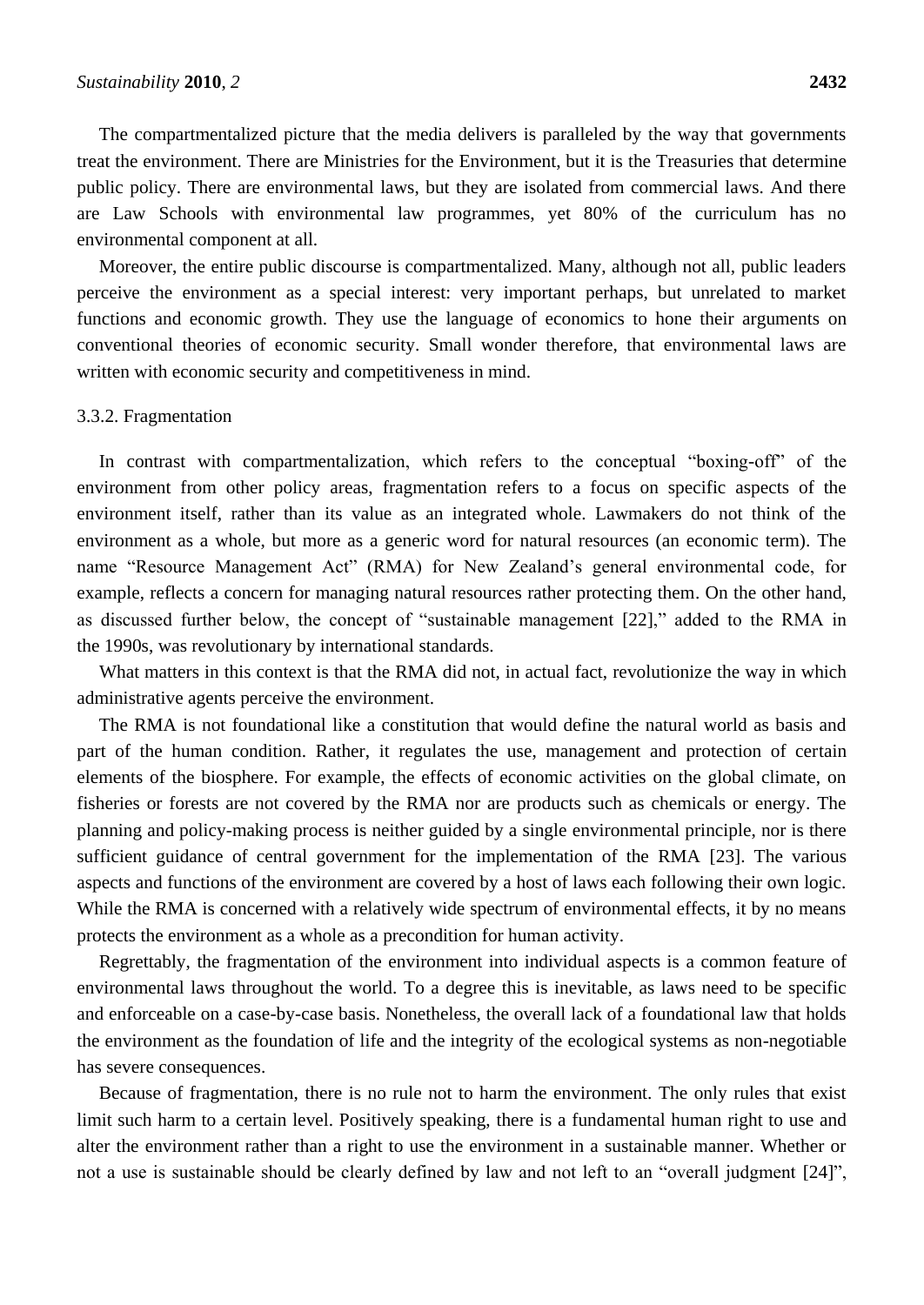The compartmentalized picture that the media delivers is paralleled by the way that governments treat the environment. There are Ministries for the Environment, but it is the Treasuries that determine public policy. There are environmental laws, but they are isolated from commercial laws. And there are Law Schools with environmental law programmes, yet 80% of the curriculum has no environmental component at all.

Moreover, the entire public discourse is compartmentalized. Many, although not all, public leaders perceive the environment as a special interest: very important perhaps, but unrelated to market functions and economic growth. They use the language of economics to hone their arguments on conventional theories of economic security. Small wonder therefore, that environmental laws are written with economic security and competitiveness in mind.

### 3.3.2. Fragmentation

In contrast with compartmentalization, which refers to the conceptual "boxing-off" of the environment from other policy areas, fragmentation refers to a focus on specific aspects of the environment itself, rather than its value as an integrated whole. Lawmakers do not think of the environment as a whole, but more as a generic word for natural resources (an economic term). The name "Resource Management Act" (RMA) for New Zealand's general environmental code, for example, reflects a concern for managing natural resources rather protecting them. On the other hand, as discussed further below, the concept of "sustainable management [22]," added to the RMA in the 1990s, was revolutionary by international standards.

What matters in this context is that the RMA did not, in actual fact, revolutionize the way in which administrative agents perceive the environment.

The RMA is not foundational like a constitution that would define the natural world as basis and part of the human condition. Rather, it regulates the use, management and protection of certain elements of the biosphere. For example, the effects of economic activities on the global climate, on fisheries or forests are not covered by the RMA nor are products such as chemicals or energy. The planning and policy-making process is neither guided by a single environmental principle, nor is there sufficient guidance of central government for the implementation of the RMA [23]. The various aspects and functions of the environment are covered by a host of laws each following their own logic. While the RMA is concerned with a relatively wide spectrum of environmental effects, it by no means protects the environment as a whole as a precondition for human activity.

Regrettably, the fragmentation of the environment into individual aspects is a common feature of environmental laws throughout the world. To a degree this is inevitable, as laws need to be specific and enforceable on a case-by-case basis. Nonetheless, the overall lack of a foundational law that holds the environment as the foundation of life and the integrity of the ecological systems as non-negotiable has severe consequences.

Because of fragmentation, there is no rule not to harm the environment. The only rules that exist limit such harm to a certain level. Positively speaking, there is a fundamental human right to use and alter the environment rather than a right to use the environment in a sustainable manner. Whether or not a use is sustainable should be clearly defined by law and not left to an "overall judgment [24]",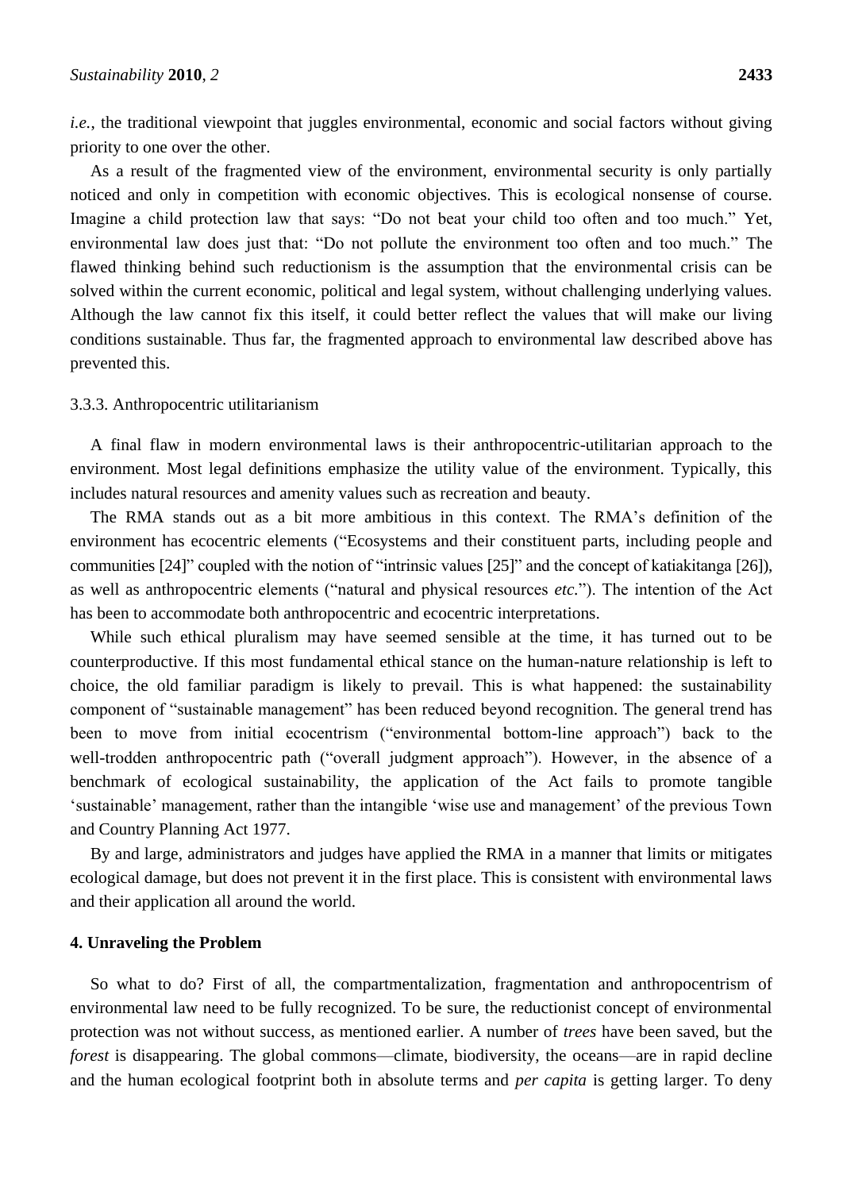*i.e.*, the traditional viewpoint that juggles environmental, economic and social factors without giving priority to one over the other.

As a result of the fragmented view of the environment, environmental security is only partially noticed and only in competition with economic objectives. This is ecological nonsense of course. Imagine a child protection law that says: "Do not beat your child too often and too much." Yet, environmental law does just that: "Do not pollute the environment too often and too much." The flawed thinking behind such reductionism is the assumption that the environmental crisis can be solved within the current economic, political and legal system, without challenging underlying values. Although the law cannot fix this itself, it could better reflect the values that will make our living conditions sustainable. Thus far, the fragmented approach to environmental law described above has prevented this.

#### 3.3.3. Anthropocentric utilitarianism

A final flaw in modern environmental laws is their anthropocentric-utilitarian approach to the environment. Most legal definitions emphasize the utility value of the environment. Typically, this includes natural resources and amenity values such as recreation and beauty.

The RMA stands out as a bit more ambitious in this context. The RMA's definition of the environment has ecocentric elements ("Ecosystems and their constituent parts, including people and communities [24]" coupled with the notion of "intrinsic values [25]" and the concept of katiakitanga [26]), as well as anthropocentric elements ("natural and physical resources *etc.*"). The intention of the Act has been to accommodate both anthropocentric and ecocentric interpretations.

While such ethical pluralism may have seemed sensible at the time, it has turned out to be counterproductive. If this most fundamental ethical stance on the human-nature relationship is left to choice, the old familiar paradigm is likely to prevail. This is what happened: the sustainability component of "sustainable management" has been reduced beyond recognition. The general trend has been to move from initial ecocentrism ("environmental bottom-line approach") back to the well-trodden anthropocentric path ("overall judgment approach"). However, in the absence of a benchmark of ecological sustainability, the application of the Act fails to promote tangible 'sustainable' management, rather than the intangible 'wise use and management' of the previous Town and Country Planning Act 1977.

By and large, administrators and judges have applied the RMA in a manner that limits or mitigates ecological damage, but does not prevent it in the first place. This is consistent with environmental laws and their application all around the world.

## 4. Unraveling the Problem

So what to do? First of all, the compartmentalization, fragmentation and anthropocentrism of environmental law need to be fully recognized. To be sure, the reductionist concept of environmental protection was not without success, as mentioned earlier. A number of *trees* have been saved, but the *forest* is disappearing. The global commons—climate, biodiversity, the oceans—are in rapid decline and the human ecological footprint both in absolute terms and *per capita* is getting larger. To deny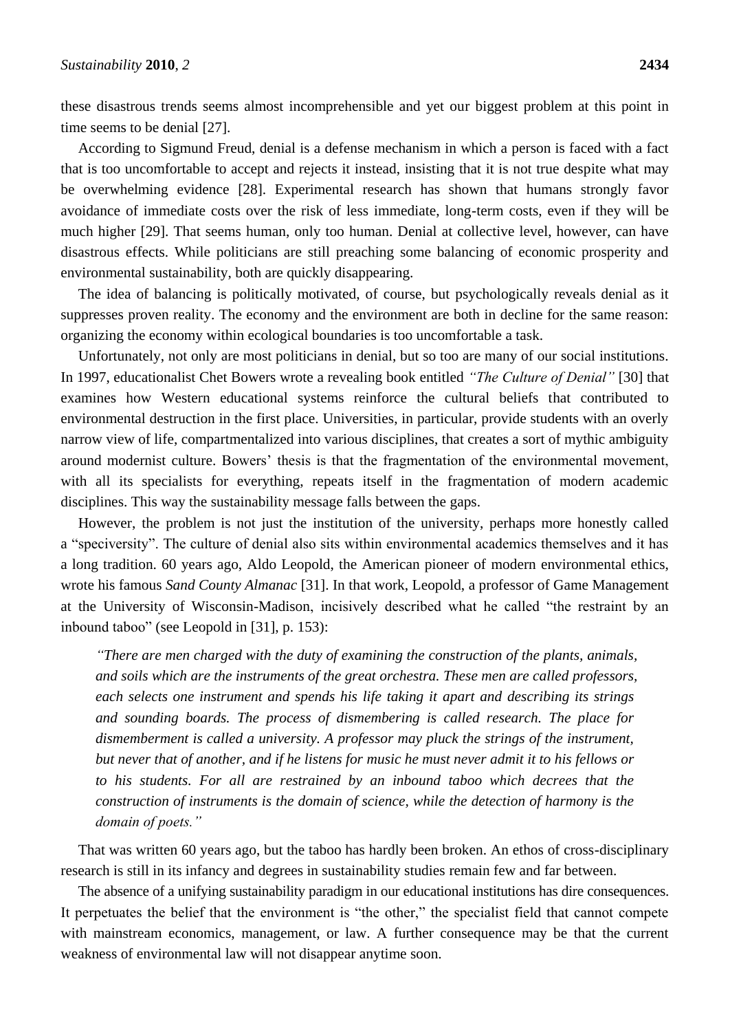these disastrous trends seems almost incomprehensible and yet our biggest problem at this point in time seems to be denial [27].

According to Sigmund Freud, denial is a defense mechanism in which a person is faced with a fact that is too uncomfortable to accept and rejects it instead, insisting that it is not true despite what may be overwhelming evidence [28]. Experimental research has shown that humans strongly favor avoidance of immediate costs over the risk of less immediate, long-term costs, even if they will be much higher [29]. That seems human, only too human. Denial at collective level, however, can have disastrous effects. While politicians are still preaching some balancing of economic prosperity and environmental sustainability, both are quickly disappearing.

The idea of balancing is politically motivated, of course, but psychologically reveals denial as it suppresses proven reality. The economy and the environment are both in decline for the same reason: organizing the economy within ecological boundaries is too uncomfortable a task.

Unfortunately, not only are most politicians in denial, but so too are many of our social institutions. In 1997, educationalist Chet Bowers wrote a revealing book entitled *"The Culture of Denial"* [30] that examines how Western educational systems reinforce the cultural beliefs that contributed to environmental destruction in the first place. Universities, in particular, provide students with an overly narrow view of life, compartmentalized into various disciplines, that creates a sort of mythic ambiguity around modernist culture. Bowers' thesis is that the fragmentation of the environmental movement, with all its specialists for everything, repeats itself in the fragmentation of modern academic disciplines. This way the sustainability message falls between the gaps.

However, the problem is not just the institution of the university, perhaps more honestly called a "speciversity". The culture of denial also sits within environmental academics themselves and it has a long tradition. 60 years ago, Aldo Leopold, the American pioneer of modern environmental ethics, wrote his famous *Sand County Almanac* [31]. In that work, Leopold, a professor of Game Management at the University of Wisconsin-Madison, incisively described what he called "the restraint by an inbound taboo" (see Leopold in [31], p. 153):

> *"There are men charged with the duty of examining the construction of the plants, animals, and soils which are the instruments of the great orchestra. These men are called professors, each selects one instrument and spends his life taking it apart and describing its strings and sounding boards. The process of dismembering is called research. The place for dismemberment is called a university. A professor may pluck the strings of the instrument, but never that of another, and if he listens for music he must never admit it to his fellows or to his students. For all are restrained by an inbound taboo which decrees that the construction of instruments is the domain of science, while the detection of harmony is the domain of poets."*

That was written 60 years ago, but the taboo has hardly been broken. An ethos of cross-disciplinary research is still in its infancy and degrees in sustainability studies remain few and far between.

The absence of a unifying sustainability paradigm in our educational institutions has dire consequences. It perpetuates the belief that the environment is "the other," the specialist field that cannot compete with mainstream economics, management, or law. A further consequence may be that the current weakness of environmental law will not disappear anytime soon.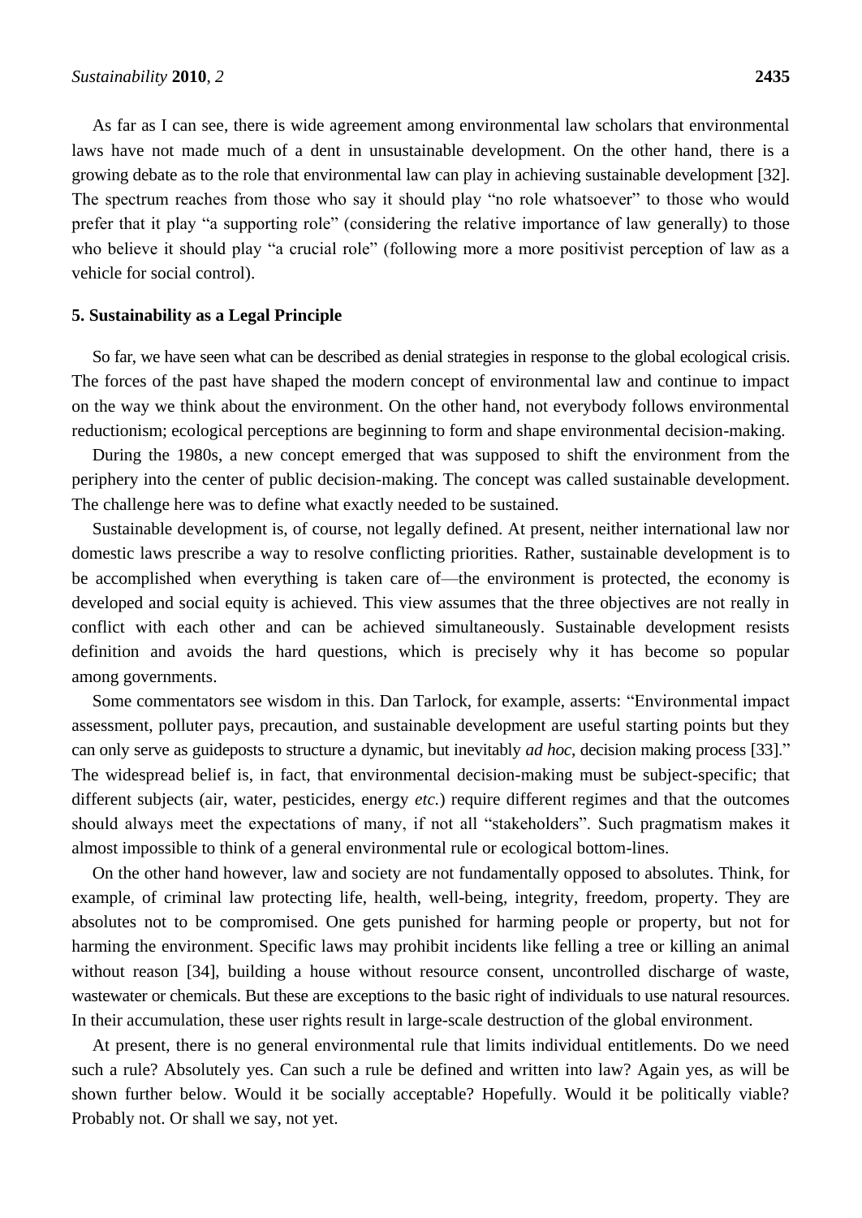As far as I can see, there is wide agreement among environmental law scholars that environmental laws have not made much of a dent in unsustainable development. On the other hand, there is a growing debate as to the role that environmental law can play in achieving sustainable development [32]. The spectrum reaches from those who say it should play "no role whatsoever" to those who would prefer that it play "a supporting role" (considering the relative importance of law generally) to those who believe it should play "a crucial role" (following more a more positivist perception of law as a vehicle for social control).

## 5. Sustainability as a Legal Principle

So far, we have seen what can be described as denial strategies in response to the global ecological crisis. The forces of the past have shaped the modern concept of environmental law and continue to impact on the way we think about the environment. On the other hand, not everybody follows environmental reductionism; ecological perceptions are beginning to form and shape environmental decision-making.

During the 1980s, a new concept emerged that was supposed to shift the environment from the periphery into the center of public decision-making. The concept was called sustainable development. The challenge here was to define what exactly needed to be sustained.

Sustainable development is, of course, not legally defined. At present, neither international law nor domestic laws prescribe a way to resolve conflicting priorities. Rather, sustainable development is to be accomplished when everything is taken care of—the environment is protected, the economy is developed and social equity is achieved. This view assumes that the three objectives are not really in conflict with each other and can be achieved simultaneously. Sustainable development resists definition and avoids the hard questions, which is precisely why it has become so popular among governments.

Some commentators see wisdom in this. Dan Tarlock, for example, asserts: "Environmental impact assessment, polluter pays, precaution, and sustainable development are useful starting points but they can only serve as guideposts to structure a dynamic, but inevitably *ad hoc*, decision making process [33]." The widespread belief is, in fact, that environmental decision-making must be subject-specific; that different subjects (air, water, pesticides, energy *etc.*) require different regimes and that the outcomes should always meet the expectations of many, if not all "stakeholders". Such pragmatism makes it almost impossible to think of a general environmental rule or ecological bottom-lines.

On the other hand however, law and society are not fundamentally opposed to absolutes. Think, for example, of criminal law protecting life, health, well-being, integrity, freedom, property. They are absolutes not to be compromised. One gets punished for harming people or property, but not for harming the environment. Specific laws may prohibit incidents like felling a tree or killing an animal without reason [34], building a house without resource consent, uncontrolled discharge of waste, wastewater or chemicals. But these are exceptions to the basic right of individuals to use natural resources. In their accumulation, these user rights result in large-scale destruction of the global environment.

At present, there is no general environmental rule that limits individual entitlements. Do we need such a rule? Absolutely yes. Can such a rule be defined and written into law? Again yes, as will be shown further below. Would it be socially acceptable? Hopefully. Would it be politically viable? Probably not. Or shall we say, not yet.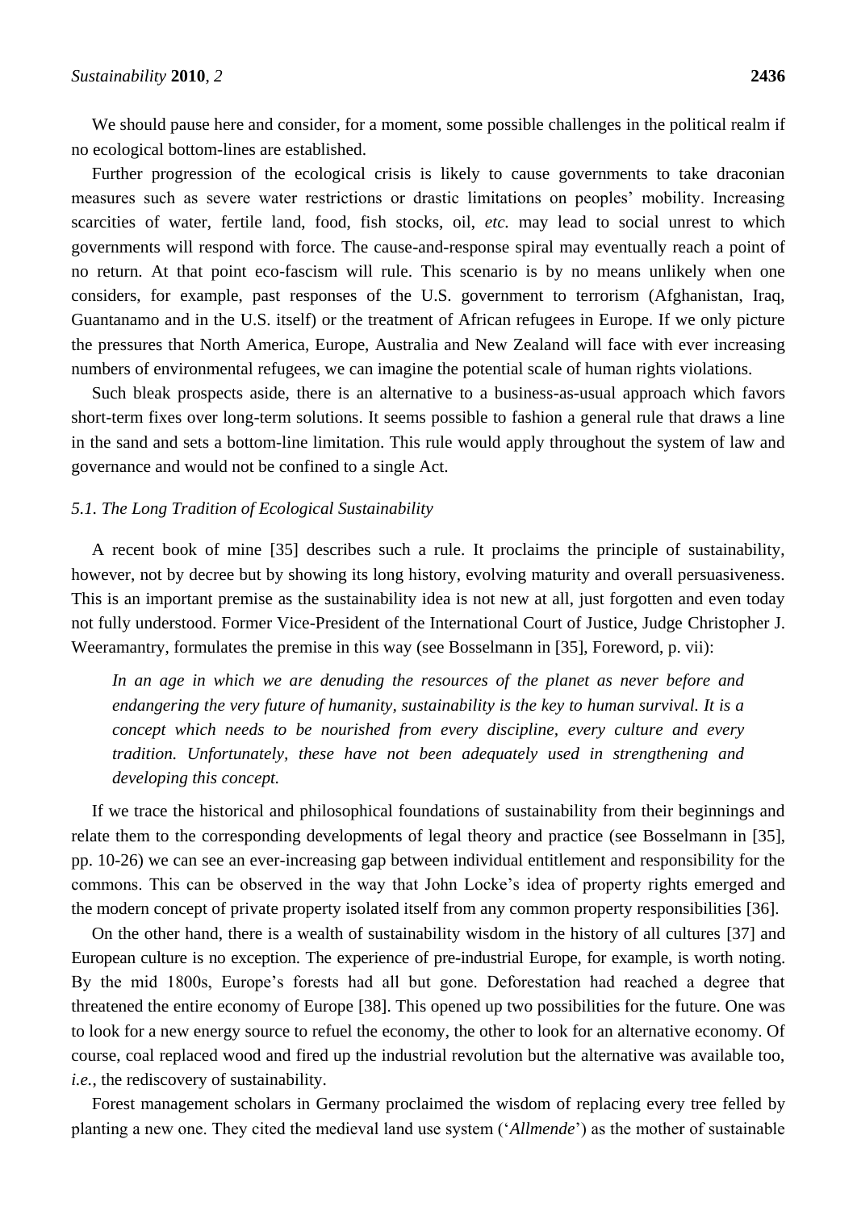We should pause here and consider, for a moment, some possible challenges in the political realm if no ecological bottom-lines are established.

Further progression of the ecological crisis is likely to cause governments to take draconian measures such as severe water restrictions or drastic limitations on peoples' mobility. Increasing scarcities of water, fertile land, food, fish stocks, oil, *etc.* may lead to social unrest to which governments will respond with force. The cause-and-response spiral may eventually reach a point of no return. At that point eco-fascism will rule. This scenario is by no means unlikely when one considers, for example, past responses of the U.S. government to terrorism (Afghanistan, Iraq, Guantanamo and in the U.S. itself) or the treatment of African refugees in Europe. If we only picture the pressures that North America, Europe, Australia and New Zealand will face with ever increasing numbers of environmental refugees, we can imagine the potential scale of human rights violations.

Such bleak prospects aside, there is an alternative to a business-as-usual approach which favors short-term fixes over long-term solutions. It seems possible to fashion a general rule that draws a line in the sand and sets a bottom-line limitation. This rule would apply throughout the system of law and governance and would not be confined to a single Act.

### *5.1. The Long Tradition of Ecological Sustainability*

A recent book of mine [35] describes such a rule. It proclaims the principle of sustainability, however, not by decree but by showing its long history, evolving maturity and overall persuasiveness. This is an important premise as the sustainability idea is not new at all, just forgotten and even today not fully understood. Former Vice-President of the International Court of Justice, Judge Christopher J. Weeramantry, formulates the premise in this way (see Bosselmann in [35], Foreword, p. vii):

> *In an age in which we are denuding the resources of the planet as never before and endangering the very future of humanity, sustainability is the key to human survival. It is a concept which needs to be nourished from every discipline, every culture and every tradition. Unfortunately, these have not been adequately used in strengthening and developing this concept.*

If we trace the historical and philosophical foundations of sustainability from their beginnings and relate them to the corresponding developments of legal theory and practice (see Bosselmann in [35], pp. 10-26) we can see an ever-increasing gap between individual entitlement and responsibility for the commons. This can be observed in the way that John Locke's idea of property rights emerged and the modern concept of private property isolated itself from any common property responsibilities [36].

On the other hand, there is a wealth of sustainability wisdom in the history of all cultures [37] and European culture is no exception. The experience of pre-industrial Europe, for example, is worth noting. By the mid 1800s, Europe's forests had all but gone. Deforestation had reached a degree that threatened the entire economy of Europe [38]. This opened up two possibilities for the future. One was to look for a new energy source to refuel the economy, the other to look for an alternative economy. Of course, coal replaced wood and fired up the industrial revolution but the alternative was available too, *i.e.*, the rediscovery of sustainability.

Forest management scholars in Germany proclaimed the wisdom of replacing every tree felled by planting a new one. They cited the medieval land use system ('*Allmende*') as the mother of sustainable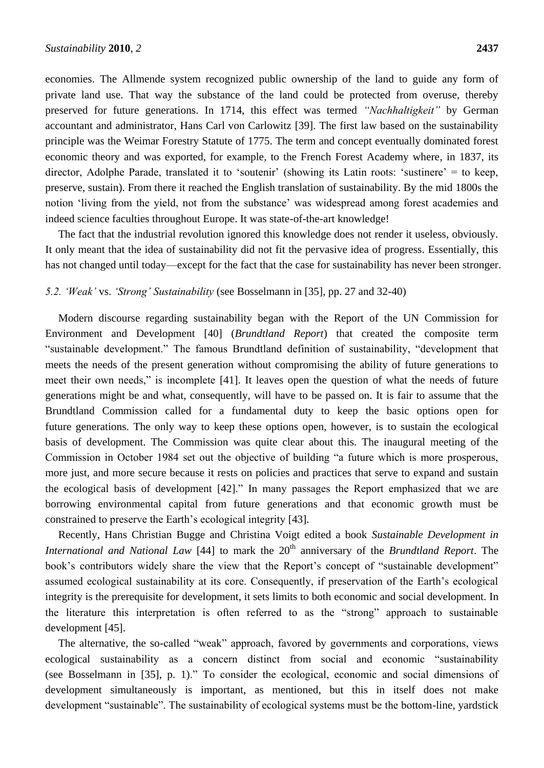economies. The Allmende system recognized public ownership of the land to guide any form of private land use. That way the substance of the land could be protected from overuse, thereby preserved for future generations. In 1714, this effect was termed *"Nachhaltigkeit"* by German accountant and administrator, Hans Carl von Carlowitz [39]. The first law based on the sustainability principle was the Weimar Forestry Statute of 1775. The term and concept eventually dominated forest economic theory and was exported, for example, to the French Forest Academy where, in 1837, its director, Adolphe Parade, translated it to 'soutenir' (showing its Latin roots: 'sustinere' = to keep, preserve, sustain). From there it reached the English translation of sustainability. By the mid 1800s the notion 'living from the yield, not from the substance' was widespread among forest academies and indeed science faculties throughout Europe. It was state-of-the-art knowledge!

The fact that the industrial revolution ignored this knowledge does not render it useless, obviously. It only meant that the idea of sustainability did not fit the pervasive idea of progress. Essentially, this has not changed until today—except for the fact that the case for sustainability has never been stronger.

### 5.2. *'Weak'* vs. *'Strong' Sustainability* (see Bosselmann in [35], pp. 27 and 32-40)

Modern discourse regarding sustainability began with the Report of the UN Commission for Environment and Development [40] (*Brundtland Report*) that created the composite term "sustainable development." The famous Brundtland definition of sustainability, "development that meets the needs of the present generation without compromising the ability of future generations to meet their own needs," is incomplete [41]. It leaves open the question of what the needs of future generations might be and what, consequently, will have to be passed on. It is fair to assume that the Brundtland Commission called for a fundamental duty to keep the basic options open for future generations. The only way to keep these options open, however, is to sustain the ecological basis of development. The Commission was quite clear about this. The inaugural meeting of the Commission in October 1984 set out the objective of building "a future which is more prosperous, more just, and more secure because it rests on policies and practices that serve to expand and sustain the ecological basis of development [42]." In many passages the Report emphasized that we are borrowing environmental capital from future generations and that economic growth must be constrained to preserve the Earth's ecological integrity [43].

Recently, Hans Christian Bugge and Christina Voigt edited a book *Sustainable Development in International and National Law* [44] to mark the 20th anniversary of the *Brundtland Report*. The book's contributors widely share the view that the Report's concept of "sustainable development" assumed ecological sustainability at its core. Consequently, if preservation of the Earth's ecological integrity is the prerequisite for development, it sets limits to both economic and social development. In the literature this interpretation is often referred to as the "strong" approach to sustainable development [45].

The alternative, the so-called "weak" approach, favored by governments and corporations, views ecological sustainability as a concern distinct from social and economic "sustainability (see Bosselmann in [35], p. 1)." To consider the ecological, economic and social dimensions of development simultaneously is important, as mentioned, but this in itself does not make development "sustainable". The sustainability of ecological systems must be the bottom-line, yardstick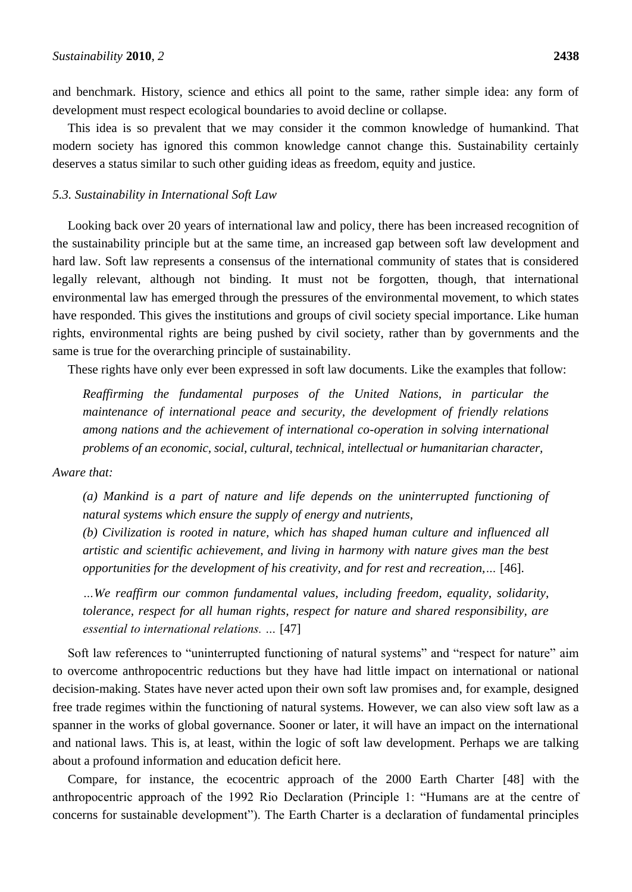and benchmark. History, science and ethics all point to the same, rather simple idea: any form of development must respect ecological boundaries to avoid decline or collapse.

This idea is so prevalent that we may consider it the common knowledge of humankind. That modern society has ignored this common knowledge cannot change this. Sustainability certainly deserves a status similar to such other guiding ideas as freedom, equity and justice.

### *5.3. Sustainability in International Soft Law*

Looking back over 20 years of international law and policy, there has been increased recognition of the sustainability principle but at the same time, an increased gap between soft law development and hard law. Soft law represents a consensus of the international community of states that is considered legally relevant, although not binding. It must not be forgotten, though, that international environmental law has emerged through the pressures of the environmental movement, to which states have responded. This gives the institutions and groups of civil society special importance. Like human rights, environmental rights are being pushed by civil society, rather than by governments and the same is true for the overarching principle of sustainability.

These rights have only ever been expressed in soft law documents. Like the examples that follow:

> *Reaffirming the fundamental purposes of the United Nations, in particular the maintenance of international peace and security, the development of friendly relations among nations and the achievement of international co-operation in solving international problems of an economic, social, cultural, technical, intellectual or humanitarian character,*

*Aware that:*

> *(a) Mankind is a part of nature and life depends on the uninterrupted functioning of natural systems which ensure the supply of energy and nutrients,*
>
> *(b) Civilization is rooted in nature, which has shaped human culture and influenced all artistic and scientific achievement, and living in harmony with nature gives man the best opportunities for the development of his creativity, and for rest and recreation,…* [46].
>
> *…We reaffirm our common fundamental values, including freedom, equality, solidarity, tolerance, respect for all human rights, respect for nature and shared responsibility, are essential to international relations. …* [47]

Soft law references to "uninterrupted functioning of natural systems" and "respect for nature" aim to overcome anthropocentric reductions but they have had little impact on international or national decision-making. States have never acted upon their own soft law promises and, for example, designed free trade regimes within the functioning of natural systems. However, we can also view soft law as a spanner in the works of global governance. Sooner or later, it will have an impact on the international and national laws. This is, at least, within the logic of soft law development. Perhaps we are talking about a profound information and education deficit here.

Compare, for instance, the ecocentric approach of the 2000 Earth Charter [48] with the anthropocentric approach of the 1992 Rio Declaration (Principle 1: "Humans are at the centre of concerns for sustainable development"). The Earth Charter is a declaration of fundamental principles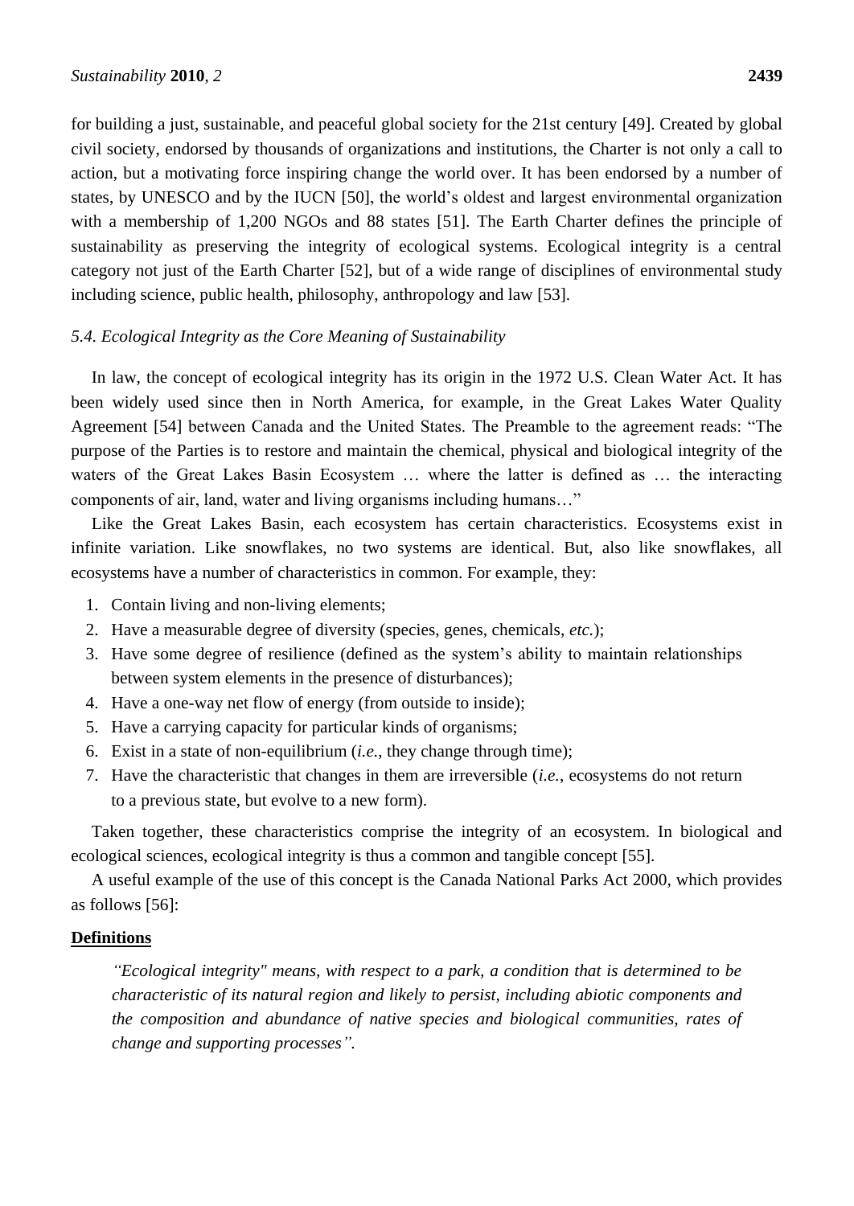for building a just, sustainable, and peaceful global society for the 21st century [49]. Created by global civil society, endorsed by thousands of organizations and institutions, the Charter is not only a call to action, but a motivating force inspiring change the world over. It has been endorsed by a number of states, by UNESCO and by the IUCN [50], the world's oldest and largest environmental organization with a membership of 1,200 NGOs and 88 states [51]. The Earth Charter defines the principle of sustainability as preserving the integrity of ecological systems. Ecological integrity is a central category not just of the Earth Charter [52], but of a wide range of disciplines of environmental study including science, public health, philosophy, anthropology and law [53].

### *5.4. Ecological Integrity as the Core Meaning of Sustainability*

In law, the concept of ecological integrity has its origin in the 1972 U.S. Clean Water Act. It has been widely used since then in North America, for example, in the Great Lakes Water Quality Agreement [54] between Canada and the United States. The Preamble to the agreement reads: "The purpose of the Parties is to restore and maintain the chemical, physical and biological integrity of the waters of the Great Lakes Basin Ecosystem … where the latter is defined as … the interacting components of air, land, water and living organisms including humans…"

Like the Great Lakes Basin, each ecosystem has certain characteristics. Ecosystems exist in infinite variation. Like snowflakes, no two systems are identical. But, also like snowflakes, all ecosystems have a number of characteristics in common. For example, they:

1. Contain living and non-living elements;
2. Have a measurable degree of diversity (species, genes, chemicals, *etc.*);
3. Have some degree of resilience (defined as the system's ability to maintain relationships between system elements in the presence of disturbances);
4. Have a one-way net flow of energy (from outside to inside);
5. Have a carrying capacity for particular kinds of organisms;
6. Exist in a state of non-equilibrium (*i.e.*, they change through time);
7. Have the characteristic that changes in them are irreversible (*i.e.*, ecosystems do not return to a previous state, but evolve to a new form).

Taken together, these characteristics comprise the integrity of an ecosystem. In biological and ecological sciences, ecological integrity is thus a common and tangible concept [55].

A useful example of the use of this concept is the Canada National Parks Act 2000, which provides as follows [56]:

**Definitions**

> *"Ecological integrity" means, with respect to a park, a condition that is determined to be characteristic of its natural region and likely to persist, including abiotic components and the composition and abundance of native species and biological communities, rates of change and supporting processes".*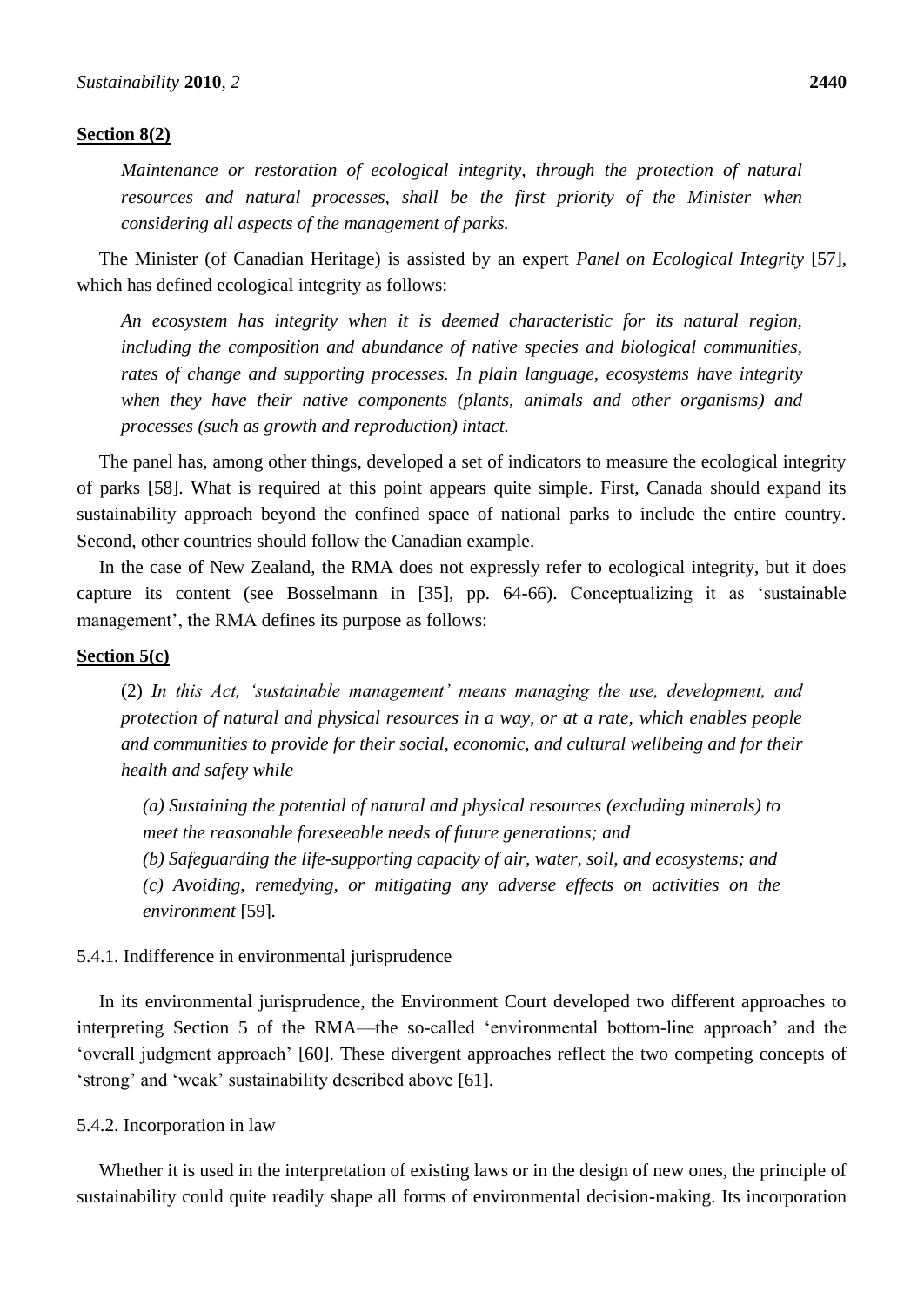**Section 8(2)**

> *Maintenance or restoration of ecological integrity, through the protection of natural resources and natural processes, shall be the first priority of the Minister when considering all aspects of the management of parks.*

The Minister (of Canadian Heritage) is assisted by an expert *Panel on Ecological Integrity* [57], which has defined ecological integrity as follows:

> *An ecosystem has integrity when it is deemed characteristic for its natural region, including the composition and abundance of native species and biological communities, rates of change and supporting processes. In plain language, ecosystems have integrity when they have their native components (plants, animals and other organisms) and processes (such as growth and reproduction) intact.*

The panel has, among other things, developed a set of indicators to measure the ecological integrity of parks [58]. What is required at this point appears quite simple. First, Canada should expand its sustainability approach beyond the confined space of national parks to include the entire country. Second, other countries should follow the Canadian example.

In the case of New Zealand, the RMA does not expressly refer to ecological integrity, but it does capture its content (see Bosselmann in [35], pp. 64-66). Conceptualizing it as 'sustainable management', the RMA defines its purpose as follows:

**Section 5(c)**

> (2) *In this Act, 'sustainable management' means managing the use, development, and protection of natural and physical resources in a way, or at a rate, which enables people and communities to provide for their social, economic, and cultural wellbeing and for their health and safety while*
>
> *(a) Sustaining the potential of natural and physical resources (excluding minerals) to meet the reasonable foreseeable needs of future generations; and*
> *(b) Safeguarding the life-supporting capacity of air, water, soil, and ecosystems; and*
> *(c) Avoiding, remedying, or mitigating any adverse effects on activities on the environment* [59].

### 5.4.1. Indifference in environmental jurisprudence

In its environmental jurisprudence, the Environment Court developed two different approaches to interpreting Section 5 of the RMA—the so-called 'environmental bottom-line approach' and the 'overall judgment approach' [60]. These divergent approaches reflect the two competing concepts of 'strong' and 'weak' sustainability described above [61].

### 5.4.2. Incorporation in law

Whether it is used in the interpretation of existing laws or in the design of new ones, the principle of sustainability could quite readily shape all forms of environmental decision-making. Its incorporation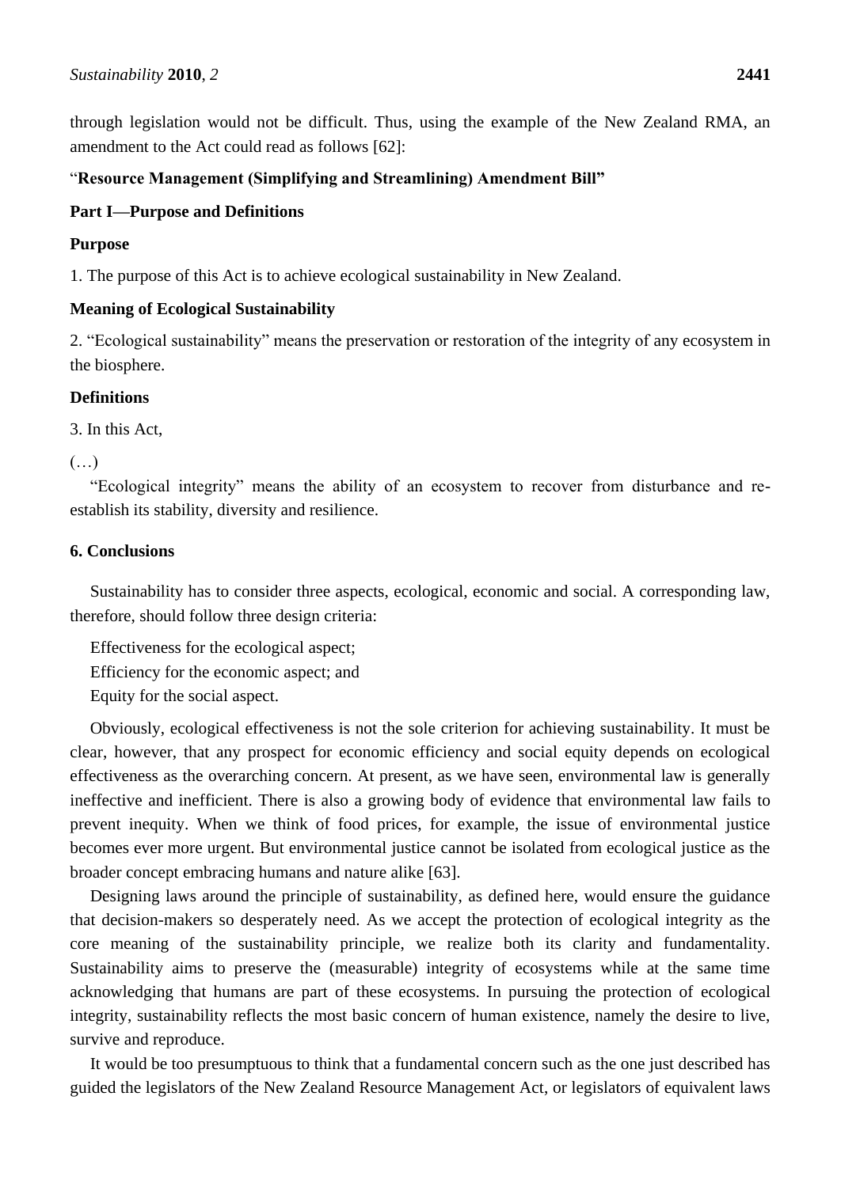through legislation would not be difficult. Thus, using the example of the New Zealand RMA, an amendment to the Act could read as follows [62]:

"**Resource Management (Simplifying and Streamlining) Amendment Bill"**

**Part I—Purpose and Definitions**

**Purpose**

1. The purpose of this Act is to achieve ecological sustainability in New Zealand.

**Meaning of Ecological Sustainability**

2. "Ecological sustainability" means the preservation or restoration of the integrity of any ecosystem in the biosphere.

**Definitions**

3. In this Act,

(…)

"Ecological integrity" means the ability of an ecosystem to recover from disturbance and re-establish its stability, diversity and resilience.

## 6. Conclusions

Sustainability has to consider three aspects, ecological, economic and social. A corresponding law, therefore, should follow three design criteria:

Effectiveness for the ecological aspect;
Efficiency for the economic aspect; and
Equity for the social aspect.

Obviously, ecological effectiveness is not the sole criterion for achieving sustainability. It must be clear, however, that any prospect for economic efficiency and social equity depends on ecological effectiveness as the overarching concern. At present, as we have seen, environmental law is generally ineffective and inefficient. There is also a growing body of evidence that environmental law fails to prevent inequity. When we think of food prices, for example, the issue of environmental justice becomes ever more urgent. But environmental justice cannot be isolated from ecological justice as the broader concept embracing humans and nature alike [63].

Designing laws around the principle of sustainability, as defined here, would ensure the guidance that decision-makers so desperately need. As we accept the protection of ecological integrity as the core meaning of the sustainability principle, we realize both its clarity and fundamentality. Sustainability aims to preserve the (measurable) integrity of ecosystems while at the same time acknowledging that humans are part of these ecosystems. In pursuing the protection of ecological integrity, sustainability reflects the most basic concern of human existence, namely the desire to live, survive and reproduce.

It would be too presumptuous to think that a fundamental concern such as the one just described has guided the legislators of the New Zealand Resource Management Act, or legislators of equivalent laws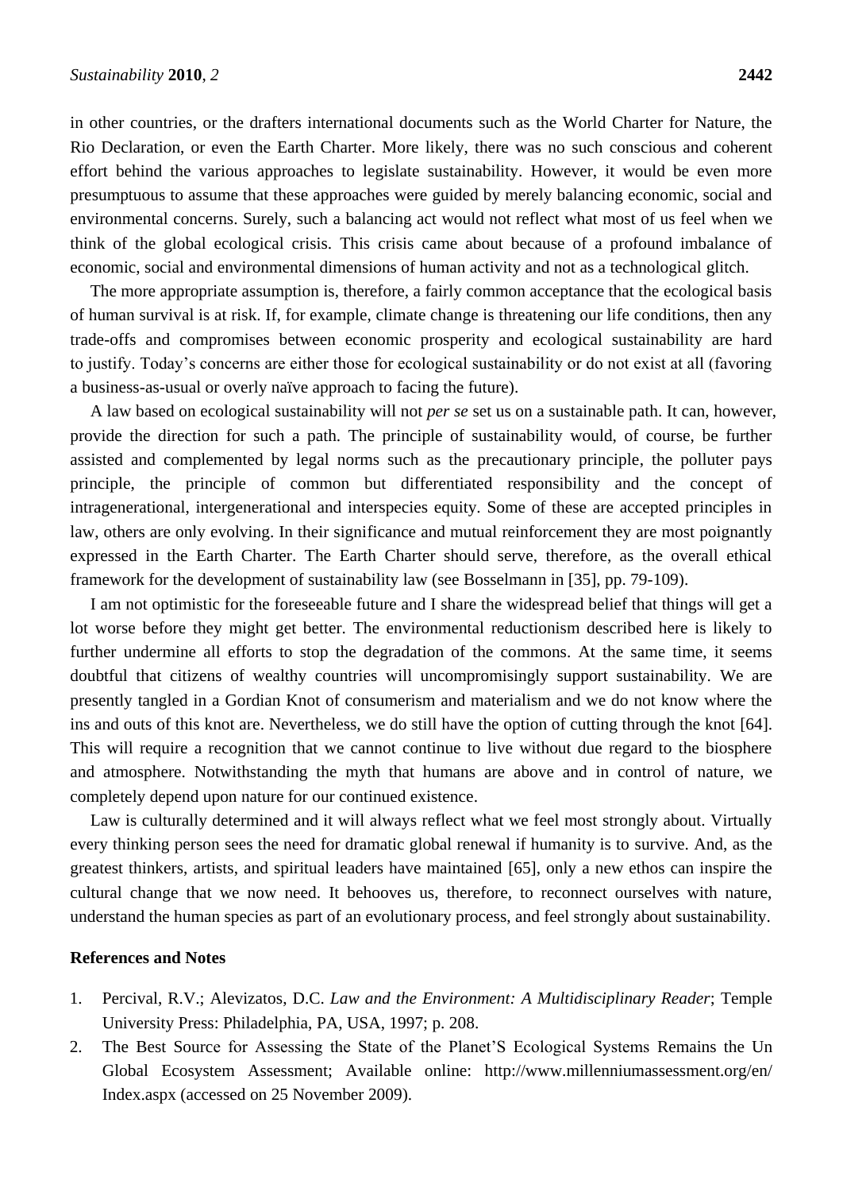in other countries, or the drafters international documents such as the World Charter for Nature, the Rio Declaration, or even the Earth Charter. More likely, there was no such conscious and coherent effort behind the various approaches to legislate sustainability. However, it would be even more presumptuous to assume that these approaches were guided by merely balancing economic, social and environmental concerns. Surely, such a balancing act would not reflect what most of us feel when we think of the global ecological crisis. This crisis came about because of a profound imbalance of economic, social and environmental dimensions of human activity and not as a technological glitch.

The more appropriate assumption is, therefore, a fairly common acceptance that the ecological basis of human survival is at risk. If, for example, climate change is threatening our life conditions, then any trade-offs and compromises between economic prosperity and ecological sustainability are hard to justify. Today's concerns are either those for ecological sustainability or do not exist at all (favoring a business-as-usual or overly naïve approach to facing the future).

A law based on ecological sustainability will not *per se* set us on a sustainable path. It can, however, provide the direction for such a path. The principle of sustainability would, of course, be further assisted and complemented by legal norms such as the precautionary principle, the polluter pays principle, the principle of common but differentiated responsibility and the concept of intragenerational, intergenerational and interspecies equity. Some of these are accepted principles in law, others are only evolving. In their significance and mutual reinforcement they are most poignantly expressed in the Earth Charter. The Earth Charter should serve, therefore, as the overall ethical framework for the development of sustainability law (see Bosselmann in [35], pp. 79-109).

I am not optimistic for the foreseeable future and I share the widespread belief that things will get a lot worse before they might get better. The environmental reductionism described here is likely to further undermine all efforts to stop the degradation of the commons. At the same time, it seems doubtful that citizens of wealthy countries will uncompromisingly support sustainability. We are presently tangled in a Gordian Knot of consumerism and materialism and we do not know where the ins and outs of this knot are. Nevertheless, we do still have the option of cutting through the knot [64]. This will require a recognition that we cannot continue to live without due regard to the biosphere and atmosphere. Notwithstanding the myth that humans are above and in control of nature, we completely depend upon nature for our continued existence.

Law is culturally determined and it will always reflect what we feel most strongly about. Virtually every thinking person sees the need for dramatic global renewal if humanity is to survive. And, as the greatest thinkers, artists, and spiritual leaders have maintained [65], only a new ethos can inspire the cultural change that we now need. It behooves us, therefore, to reconnect ourselves with nature, understand the human species as part of an evolutionary process, and feel strongly about sustainability.

**References and Notes**

1. Percival, R.V.; Alevizatos, D.C. *Law and the Environment: A Multidisciplinary Reader*; Temple University Press: Philadelphia, PA, USA, 1997; p. 208.
2. The Best Source for Assessing the State of the Planet'S Ecological Systems Remains the Un Global Ecosystem Assessment; Available online: http://www.millenniumassessment.org/en/Index.aspx (accessed on 25 November 2009).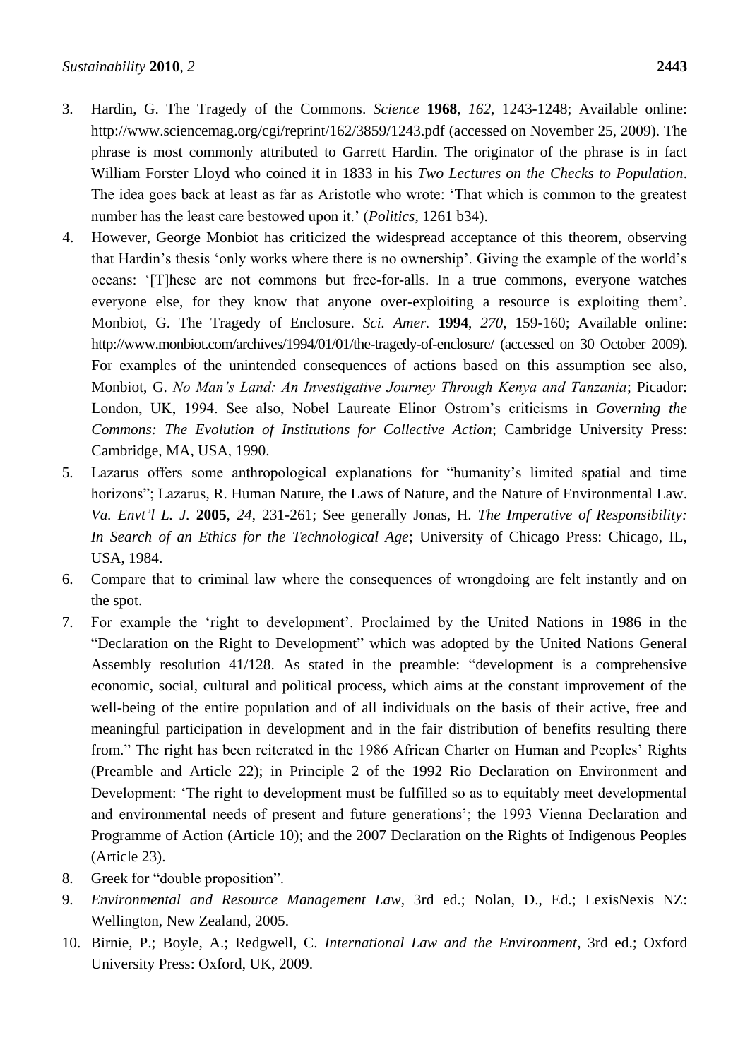3. Hardin, G. The Tragedy of the Commons. *Science* **1968**, *162*, 1243-1248; Available online: http://www.sciencemag.org/cgi/reprint/162/3859/1243.pdf (accessed on November 25, 2009). The phrase is most commonly attributed to Garrett Hardin. The originator of the phrase is in fact William Forster Lloyd who coined it in 1833 in his *Two Lectures on the Checks to Population*. The idea goes back at least as far as Aristotle who wrote: 'That which is common to the greatest number has the least care bestowed upon it.' (*Politics*, 1261 b34).
4. However, George Monbiot has criticized the widespread acceptance of this theorem, observing that Hardin's thesis 'only works where there is no ownership'. Giving the example of the world's oceans: '[T]hese are not commons but free-for-alls. In a true commons, everyone watches everyone else, for they know that anyone over-exploiting a resource is exploiting them'. Monbiot, G. The Tragedy of Enclosure. *Sci. Amer.* **1994**, *270*, 159-160; Available online: http://www.monbiot.com/archives/1994/01/01/the-tragedy-of-enclosure/ (accessed on 30 October 2009). For examples of the unintended consequences of actions based on this assumption see also, Monbiot, G. *No Man's Land: An Investigative Journey Through Kenya and Tanzania*; Picador: London, UK, 1994. See also, Nobel Laureate Elinor Ostrom's criticisms in *Governing the Commons: The Evolution of Institutions for Collective Action*; Cambridge University Press: Cambridge, MA, USA, 1990.
5. Lazarus offers some anthropological explanations for "humanity's limited spatial and time horizons"; Lazarus, R. Human Nature, the Laws of Nature, and the Nature of Environmental Law. *Va. Envt'l L. J.* **2005**, *24*, 231-261; See generally Jonas, H. *The Imperative of Responsibility: In Search of an Ethics for the Technological Age*; University of Chicago Press: Chicago, IL, USA, 1984.
6. Compare that to criminal law where the consequences of wrongdoing are felt instantly and on the spot.
7. For example the 'right to development'. Proclaimed by the United Nations in 1986 in the "Declaration on the Right to Development" which was adopted by the United Nations General Assembly resolution 41/128. As stated in the preamble: "development is a comprehensive economic, social, cultural and political process, which aims at the constant improvement of the well-being of the entire population and of all individuals on the basis of their active, free and meaningful participation in development and in the fair distribution of benefits resulting there from." The right has been reiterated in the 1986 African Charter on Human and Peoples' Rights (Preamble and Article 22); in Principle 2 of the 1992 Rio Declaration on Environment and Development: 'The right to development must be fulfilled so as to equitably meet developmental and environmental needs of present and future generations'; the 1993 Vienna Declaration and Programme of Action (Article 10); and the 2007 Declaration on the Rights of Indigenous Peoples (Article 23).
8. Greek for "double proposition".
9. *Environmental and Resource Management Law*, 3rd ed.; Nolan, D., Ed.; LexisNexis NZ: Wellington, New Zealand, 2005.
10. Birnie, P.; Boyle, A.; Redgwell, C. *International Law and the Environment*, 3rd ed.; Oxford University Press: Oxford, UK, 2009.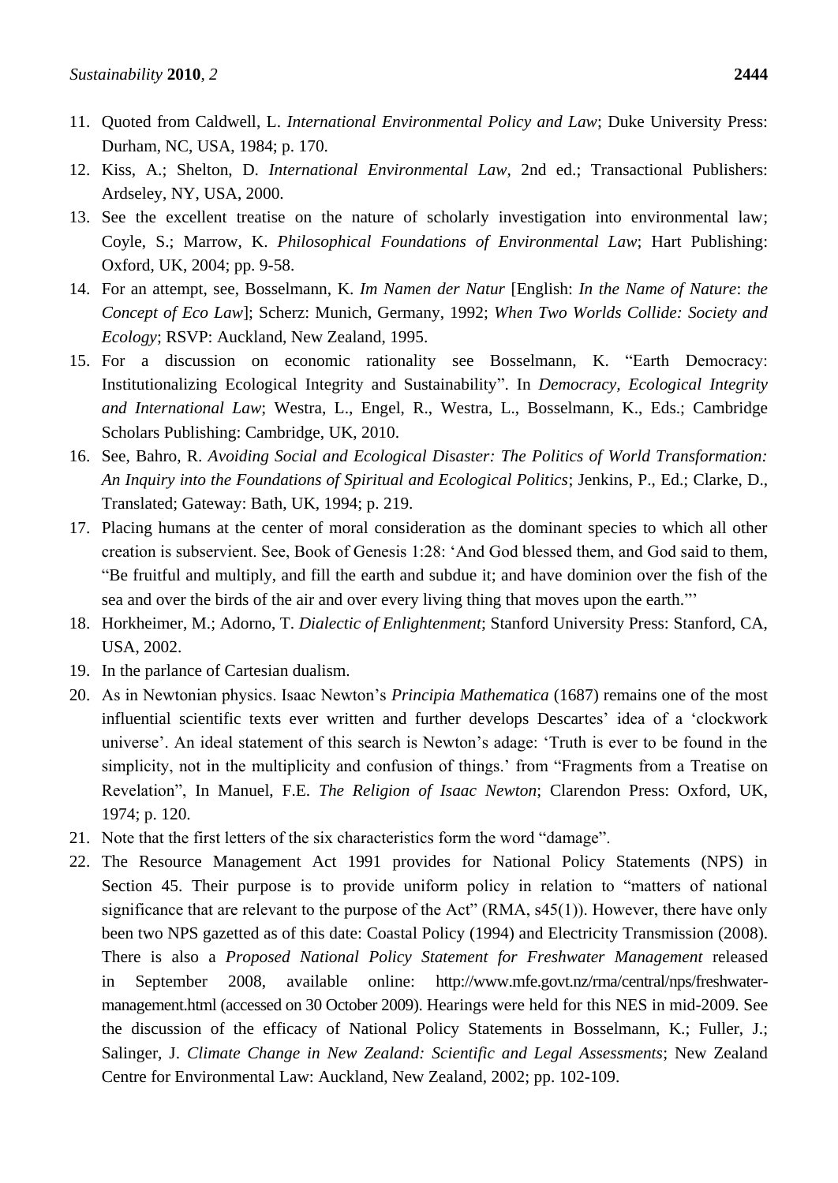11. Quoted from Caldwell, L. *International Environmental Policy and Law*; Duke University Press: Durham, NC, USA, 1984; p. 170.
12. Kiss, A.; Shelton, D. *International Environmental Law*, 2nd ed.; Transactional Publishers: Ardseley, NY, USA, 2000.
13. See the excellent treatise on the nature of scholarly investigation into environmental law; Coyle, S.; Marrow, K. *Philosophical Foundations of Environmental Law*; Hart Publishing: Oxford, UK, 2004; pp. 9-58.
14. For an attempt, see, Bosselmann, K. *Im Namen der Natur* [English: *In the Name of Nature*: *the Concept of Eco Law*]; Scherz: Munich, Germany, 1992; *When Two Worlds Collide: Society and Ecology*; RSVP: Auckland, New Zealand, 1995.
15. For a discussion on economic rationality see Bosselmann, K. "Earth Democracy: Institutionalizing Ecological Integrity and Sustainability". In *Democracy, Ecological Integrity and International Law*; Westra, L., Engel, R., Westra, L., Bosselmann, K., Eds.; Cambridge Scholars Publishing: Cambridge, UK, 2010.
16. See, Bahro, R. *Avoiding Social and Ecological Disaster: The Politics of World Transformation: An Inquiry into the Foundations of Spiritual and Ecological Politics*; Jenkins, P., Ed.; Clarke, D., Translated; Gateway: Bath, UK, 1994; p. 219.
17. Placing humans at the center of moral consideration as the dominant species to which all other creation is subservient. See, Book of Genesis 1:28: 'And God blessed them, and God said to them, "Be fruitful and multiply, and fill the earth and subdue it; and have dominion over the fish of the sea and over the birds of the air and over every living thing that moves upon the earth."'
18. Horkheimer, M.; Adorno, T. *Dialectic of Enlightenment*; Stanford University Press: Stanford, CA, USA, 2002.
19. In the parlance of Cartesian dualism.
20. As in Newtonian physics. Isaac Newton's *Principia Mathematica* (1687) remains one of the most influential scientific texts ever written and further develops Descartes' idea of a 'clockwork universe'. An ideal statement of this search is Newton's adage: 'Truth is ever to be found in the simplicity, not in the multiplicity and confusion of things.' from "Fragments from a Treatise on Revelation", In Manuel, F.E. *The Religion of Isaac Newton*; Clarendon Press: Oxford, UK, 1974; p. 120.
21. Note that the first letters of the six characteristics form the word "damage".
22. The Resource Management Act 1991 provides for National Policy Statements (NPS) in Section 45. Their purpose is to provide uniform policy in relation to "matters of national significance that are relevant to the purpose of the Act" (RMA, s45(1)). However, there have only been two NPS gazetted as of this date: Coastal Policy (1994) and Electricity Transmission (2008). There is also a *Proposed National Policy Statement for Freshwater Management* released in September 2008, available online: http://www.mfe.govt.nz/rma/central/nps/freshwater-management.html (accessed on 30 October 2009). Hearings were held for this NES in mid-2009. See the discussion of the efficacy of National Policy Statements in Bosselmann, K.; Fuller, J.; Salinger, J. *Climate Change in New Zealand: Scientific and Legal Assessments*; New Zealand Centre for Environmental Law: Auckland, New Zealand, 2002; pp. 102-109.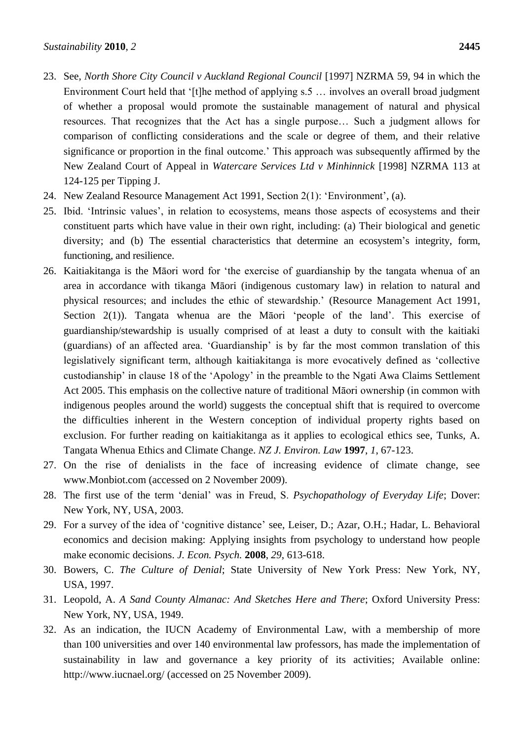23. See, *North Shore City Council v Auckland Regional Council* [1997] NZRMA 59, 94 in which the Environment Court held that '[t]he method of applying s.5 … involves an overall broad judgment of whether a proposal would promote the sustainable management of natural and physical resources. That recognizes that the Act has a single purpose… Such a judgment allows for comparison of conflicting considerations and the scale or degree of them, and their relative significance or proportion in the final outcome.' This approach was subsequently affirmed by the New Zealand Court of Appeal in *Watercare Services Ltd v Minhinnick* [1998] NZRMA 113 at 124-125 per Tipping J.
24. New Zealand Resource Management Act 1991, Section 2(1): 'Environment', (a).
25. Ibid. 'Intrinsic values', in relation to ecosystems, means those aspects of ecosystems and their constituent parts which have value in their own right, including: (a) Their biological and genetic diversity; and (b) The essential characteristics that determine an ecosystem's integrity, form, functioning, and resilience.
26. Kaitiakitanga is the Māori word for 'the exercise of guardianship by the tangata whenua of an area in accordance with tikanga Māori (indigenous customary law) in relation to natural and physical resources; and includes the ethic of stewardship.' (Resource Management Act 1991, Section 2(1)). Tangata whenua are the Māori 'people of the land'. This exercise of guardianship/stewardship is usually comprised of at least a duty to consult with the kaitiaki (guardians) of an affected area. 'Guardianship' is by far the most common translation of this legislatively significant term, although kaitiakitanga is more evocatively defined as 'collective custodianship' in clause 18 of the 'Apology' in the preamble to the Ngati Awa Claims Settlement Act 2005. This emphasis on the collective nature of traditional Māori ownership (in common with indigenous peoples around the world) suggests the conceptual shift that is required to overcome the difficulties inherent in the Western conception of individual property rights based on exclusion. For further reading on kaitiakitanga as it applies to ecological ethics see, Tunks, A. Tangata Whenua Ethics and Climate Change. *NZ J. Environ. Law* **1997**, *1*, 67-123.
27. On the rise of denialists in the face of increasing evidence of climate change, see www.Monbiot.com (accessed on 2 November 2009).
28. The first use of the term 'denial' was in Freud, S. *Psychopathology of Everyday Life*; Dover: New York, NY, USA, 2003.
29. For a survey of the idea of 'cognitive distance' see, Leiser, D.; Azar, O.H.; Hadar, L. Behavioral economics and decision making: Applying insights from psychology to understand how people make economic decisions. *J. Econ. Psych.* **2008**, *29*, 613-618.
30. Bowers, C. *The Culture of Denial*; State University of New York Press: New York, NY, USA, 1997.
31. Leopold, A. *A Sand County Almanac: And Sketches Here and There*; Oxford University Press: New York, NY, USA, 1949.
32. As an indication, the IUCN Academy of Environmental Law, with a membership of more than 100 universities and over 140 environmental law professors, has made the implementation of sustainability in law and governance a key priority of its activities; Available online: http://www.iucnael.org/ (accessed on 25 November 2009).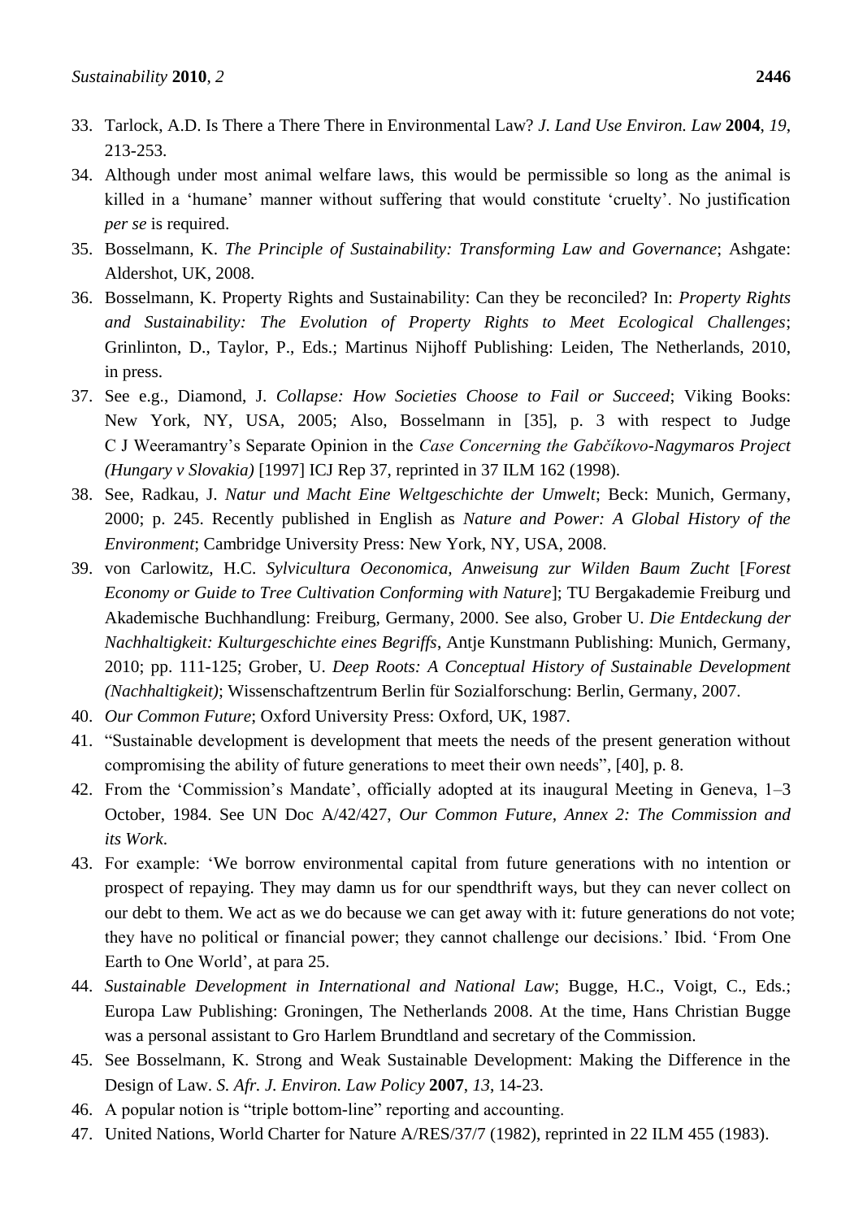33. Tarlock, A.D. Is There a There There in Environmental Law? *J. Land Use Environ. Law* **2004**, *19*, 213-253.
34. Although under most animal welfare laws, this would be permissible so long as the animal is killed in a 'humane' manner without suffering that would constitute 'cruelty'. No justification *per se* is required.
35. Bosselmann, K. *The Principle of Sustainability: Transforming Law and Governance*; Ashgate: Aldershot, UK, 2008.
36. Bosselmann, K. Property Rights and Sustainability: Can they be reconciled? In: *Property Rights and Sustainability: The Evolution of Property Rights to Meet Ecological Challenges*; Grinlinton, D., Taylor, P., Eds.; Martinus Nijhoff Publishing: Leiden, The Netherlands, 2010, in press.
37. See e.g., Diamond, J. *Collapse: How Societies Choose to Fail or Succeed*; Viking Books: New York, NY, USA, 2005; Also, Bosselmann in [35], p. 3 with respect to Judge C J Weeramantry's Separate Opinion in the *Case Concerning the Gabčíkovo-Nagymaros Project (Hungary v Slovakia)* [1997] ICJ Rep 37, reprinted in 37 ILM 162 (1998).
38. See, Radkau, J. *Natur und Macht Eine Weltgeschichte der Umwelt*; Beck: Munich, Germany, 2000; p. 245. Recently published in English as *Nature and Power: A Global History of the Environment*; Cambridge University Press: New York, NY, USA, 2008.
39. von Carlowitz, H.C. *Sylvicultura Oeconomica, Anweisung zur Wilden Baum Zucht* [*Forest Economy or Guide to Tree Cultivation Conforming with Nature*]; TU Bergakademie Freiburg und Akademische Buchhandlung: Freiburg, Germany, 2000. See also, Grober U. *Die Entdeckung der Nachhaltigkeit: Kulturgeschichte eines Begriffs*, Antje Kunstmann Publishing: Munich, Germany, 2010; pp. 111-125; Grober, U. *Deep Roots: A Conceptual History of Sustainable Development (Nachhaltigkeit)*; Wissenschaftzentrum Berlin für Sozialforschung: Berlin, Germany, 2007.
40. *Our Common Future*; Oxford University Press: Oxford, UK, 1987.
41. "Sustainable development is development that meets the needs of the present generation without compromising the ability of future generations to meet their own needs", [40], p. 8.
42. From the 'Commission's Mandate', officially adopted at its inaugural Meeting in Geneva, 1–3 October, 1984. See UN Doc A/42/427, *Our Common Future*, *Annex 2: The Commission and its Work*.
43. For example: 'We borrow environmental capital from future generations with no intention or prospect of repaying. They may damn us for our spendthrift ways, but they can never collect on our debt to them. We act as we do because we can get away with it: future generations do not vote; they have no political or financial power; they cannot challenge our decisions.' Ibid. 'From One Earth to One World', at para 25.
44. *Sustainable Development in International and National Law*; Bugge, H.C., Voigt, C., Eds.; Europa Law Publishing: Groningen, The Netherlands 2008. At the time, Hans Christian Bugge was a personal assistant to Gro Harlem Brundtland and secretary of the Commission.
45. See Bosselmann, K. Strong and Weak Sustainable Development: Making the Difference in the Design of Law. *S. Afr. J. Environ. Law Policy* **2007**, *13*, 14-23.
46. A popular notion is "triple bottom-line" reporting and accounting.
47. United Nations, World Charter for Nature A/RES/37/7 (1982), reprinted in 22 ILM 455 (1983).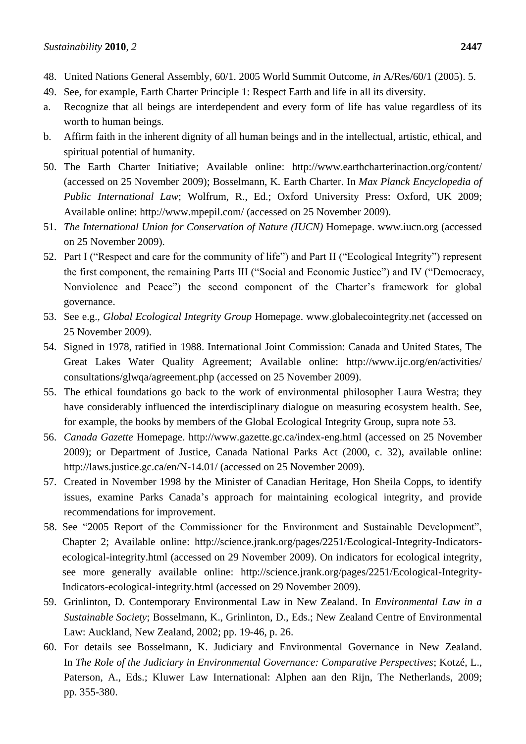48. United Nations General Assembly, 60/1. 2005 World Summit Outcome, *in* A/Res/60/1 (2005). 5.
49. See, for example, Earth Charter Principle 1: Respect Earth and life in all its diversity.
    a. Recognize that all beings are interdependent and every form of life has value regardless of its worth to human beings.
    b. Affirm faith in the inherent dignity of all human beings and in the intellectual, artistic, ethical, and spiritual potential of humanity.
50. The Earth Charter Initiative; Available online: http://www.earthcharterinaction.org/content/ (accessed on 25 November 2009); Bosselmann, K. Earth Charter. In *Max Planck Encyclopedia of Public International Law*; Wolfrum, R., Ed.; Oxford University Press: Oxford, UK 2009; Available online: http://www.mpepil.com/ (accessed on 25 November 2009).
51. *The International Union for Conservation of Nature (IUCN)* Homepage. www.iucn.org (accessed on 25 November 2009).
52. Part I ("Respect and care for the community of life") and Part II ("Ecological Integrity") represent the first component, the remaining Parts III ("Social and Economic Justice") and IV ("Democracy, Nonviolence and Peace") the second component of the Charter's framework for global governance.
53. See e.g., *Global Ecological Integrity Group* Homepage. www.globalecointegrity.net (accessed on 25 November 2009).
54. Signed in 1978, ratified in 1988. International Joint Commission: Canada and United States, The Great Lakes Water Quality Agreement; Available online: http://www.ijc.org/en/activities/consultations/glwqa/agreement.php (accessed on 25 November 2009).
55. The ethical foundations go back to the work of environmental philosopher Laura Westra; they have considerably influenced the interdisciplinary dialogue on measuring ecosystem health. See, for example, the books by members of the Global Ecological Integrity Group, supra note 53.
56. *Canada Gazette* Homepage. http://www.gazette.gc.ca/index-eng.html (accessed on 25 November 2009); or Department of Justice, Canada National Parks Act (2000, c. 32), available online: http://laws.justice.gc.ca/en/N-14.01/ (accessed on 25 November 2009).
57. Created in November 1998 by the Minister of Canadian Heritage, Hon Sheila Copps, to identify issues, examine Parks Canada's approach for maintaining ecological integrity, and provide recommendations for improvement.
58. See "2005 Report of the Commissioner for the Environment and Sustainable Development", Chapter 2; Available online: http://science.jrank.org/pages/2251/Ecological-Integrity-Indicators-ecological-integrity.html (accessed on 29 November 2009). On indicators for ecological integrity, see more generally available online: http://science.jrank.org/pages/2251/Ecological-Integrity-Indicators-ecological-integrity.html (accessed on 29 November 2009).
59. Grinlinton, D. Contemporary Environmental Law in New Zealand. In *Environmental Law in a Sustainable Society*; Bosselmann, K., Grinlinton, D., Eds.; New Zealand Centre of Environmental Law: Auckland, New Zealand, 2002; pp. 19-46, p. 26.
60. For details see Bosselmann, K. Judiciary and Environmental Governance in New Zealand. In *The Role of the Judiciary in Environmental Governance: Comparative Perspectives*; Kotzé, L., Paterson, A., Eds.; Kluwer Law International: Alphen aan den Rijn, The Netherlands, 2009; pp. 355-380.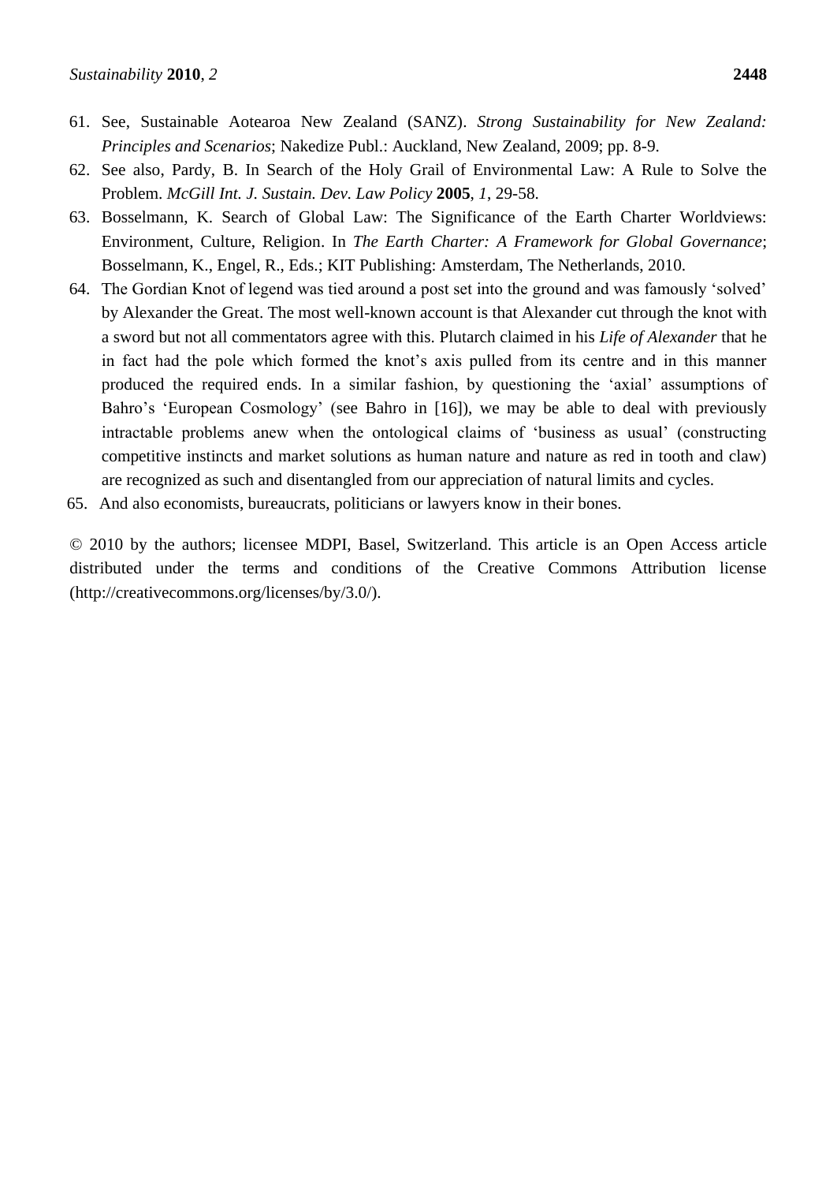61. See, Sustainable Aotearoa New Zealand (SANZ). *Strong Sustainability for New Zealand: Principles and Scenarios*; Nakedize Publ.: Auckland, New Zealand, 2009; pp. 8-9.
62. See also, Pardy, B. In Search of the Holy Grail of Environmental Law: A Rule to Solve the Problem. *McGill Int. J. Sustain. Dev. Law Policy* **2005**, *1*, 29-58.
63. Bosselmann, K. Search of Global Law: The Significance of the Earth Charter Worldviews: Environment, Culture, Religion. In *The Earth Charter: A Framework for Global Governance*; Bosselmann, K., Engel, R., Eds.; KIT Publishing: Amsterdam, The Netherlands, 2010.
64. The Gordian Knot of legend was tied around a post set into the ground and was famously 'solved' by Alexander the Great. The most well-known account is that Alexander cut through the knot with a sword but not all commentators agree with this. Plutarch claimed in his *Life of Alexander* that he in fact had the pole which formed the knot's axis pulled from its centre and in this manner produced the required ends. In a similar fashion, by questioning the 'axial' assumptions of Bahro's 'European Cosmology' (see Bahro in [16]), we may be able to deal with previously intractable problems anew when the ontological claims of 'business as usual' (constructing competitive instincts and market solutions as human nature and nature as red in tooth and claw) are recognized as such and disentangled from our appreciation of natural limits and cycles.
65. And also economists, bureaucrats, politicians or lawyers know in their bones.

© 2010 by the authors; licensee MDPI, Basel, Switzerland. This article is an Open Access article distributed under the terms and conditions of the Creative Commons Attribution license (http://creativecommons.org/licenses/by/3.0/).